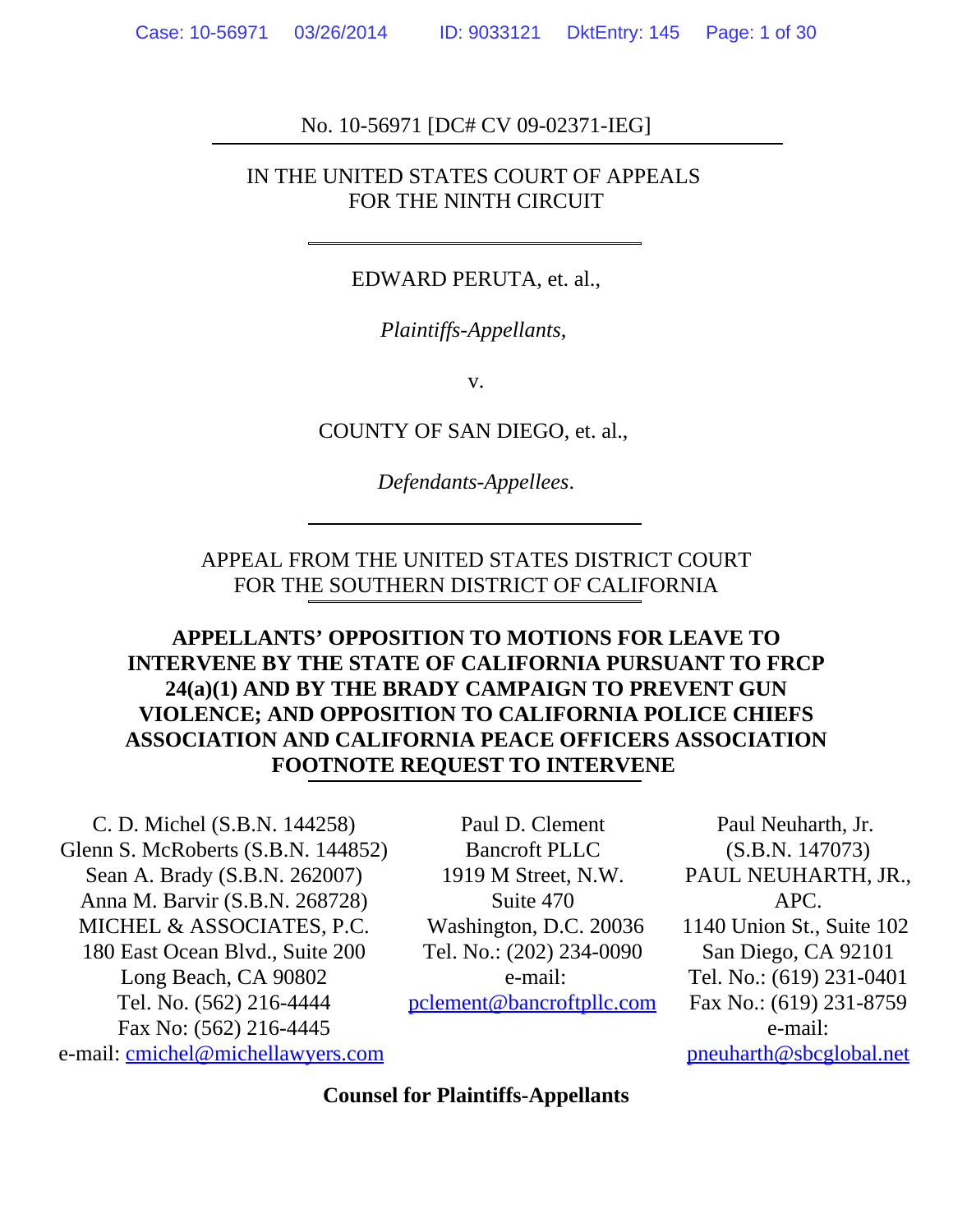No. 10-56971 [DC# CV 09-02371-IEG]

IN THE UNITED STATES COURT OF APPEALS
FOR THE NINTH CIRCUIT

EDWARD PERUTA, et. al.,

*Plaintiffs-Appellants*,

v.

COUNTY OF SAN DIEGO, et. al.,

*Defendants-Appellees*.

APPEAL FROM THE UNITED STATES DISTRICT COURT
FOR THE SOUTHERN DISTRICT OF CALIFORNIA

**APPELLANTS' OPPOSITION TO MOTIONS FOR LEAVE TO INTERVENE BY THE STATE OF CALIFORNIA PURSUANT TO FRCP 24(a)(1) AND BY THE BRADY CAMPAIGN TO PREVENT GUN VIOLENCE; AND OPPOSITION TO CALIFORNIA POLICE CHIEFS ASSOCIATION AND CALIFORNIA PEACE OFFICERS ASSOCIATION FOOTNOTE REQUEST TO INTERVENE**

C. D. Michel (S.B.N. 144258)
Glenn S. McRoberts (S.B.N. 144852)
Sean A. Brady (S.B.N. 262007)
Anna M. Barvir (S.B.N. 268728)
MICHEL & ASSOCIATES, P.C.
180 East Ocean Blvd., Suite 200
Long Beach, CA 90802
Tel. No. (562) 216-4444
Fax No: (562) 216-4445
e-mail: cmichel@michellawyers.com

Paul D. Clement
Bancroft PLLC
1919 M Street, N.W.
Suite 470
Washington, D.C. 20036
Tel. No.: (202) 234-0090
e-mail:
pclement@bancroftpllc.com

Paul Neuharth, Jr.
(S.B.N. 147073)
PAUL NEUHARTH, JR., APC.
1140 Union St., Suite 102
San Diego, CA 92101
Tel. No.: (619) 231-0401
Fax No.: (619) 231-8759
e-mail:
pneuharth@sbcglobal.net

**Counsel for Plaintiffs-Appellants**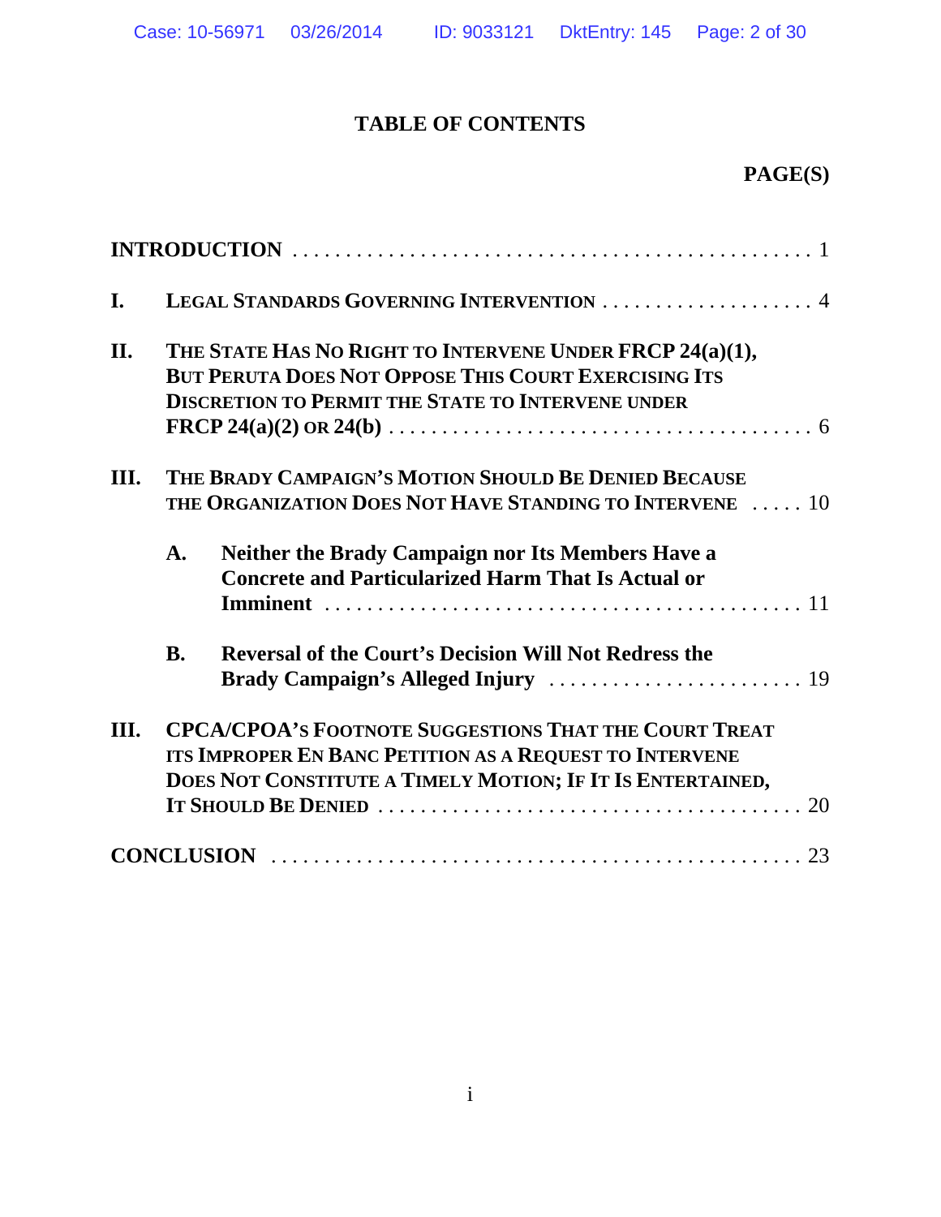# TABLE OF CONTENTS

**PAGE(S)**

**INTRODUCTION** . . . . . . . . . . . . . . . . . . . . . . . . . . . . . . . . . . . . . . . . . . . . . . . . . 1

**I. LEGAL STANDARDS GOVERNING INTERVENTION** . . . . . . . . . . . . . . . . . . . . 4

**II. THE STATE HAS NO RIGHT TO INTERVENE UNDER FRCP 24(a)(1), BUT PERUTA DOES NOT OPPOSE THIS COURT EXERCISING ITS DISCRETION TO PERMIT THE STATE TO INTERVENE UNDER FRCP 24(a)(2) OR 24(b)** . . . . . . . . . . . . . . . . . . . . . . . . . . . . . . . . . . . . . . 6

**III. THE BRADY CAMPAIGN'S MOTION SHOULD BE DENIED BECAUSE THE ORGANIZATION DOES NOT HAVE STANDING TO INTERVENE** . . . . . 10

- **A. Neither the Brady Campaign nor Its Members Have a Concrete and Particularized Harm That Is Actual or Imminent** . . . . . . . . . . . . . . . . . . . . . . . . . . . . . . . . . . . . . . . . . . . . 11
- **B. Reversal of the Court's Decision Will Not Redress the Brady Campaign's Alleged Injury** . . . . . . . . . . . . . . . . . . . . . . . . 19

**III. CPCA/CPOA'S FOOTNOTE SUGGESTIONS THAT THE COURT TREAT ITS IMPROPER EN BANC PETITION AS A REQUEST TO INTERVENE DOES NOT CONSTITUTE A TIMELY MOTION; IF IT IS ENTERTAINED, IT SHOULD BE DENIED** . . . . . . . . . . . . . . . . . . . . . . . . . . . . . . . . . . . . . 20

**CONCLUSION** . . . . . . . . . . . . . . . . . . . . . . . . . . . . . . . . . . . . . . . . . . . . . . . . 23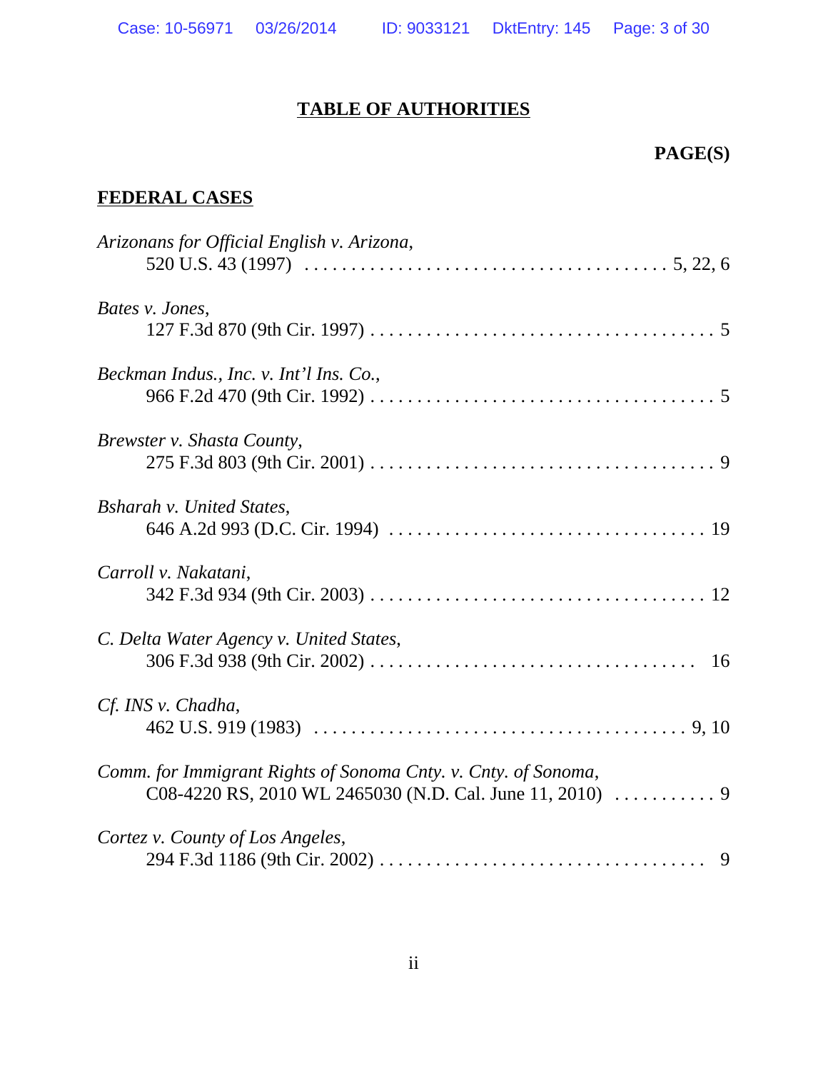# TABLE OF AUTHORITIES

**PAGE(S)**

## FEDERAL CASES

*Arizonans for Official English v. Arizona*,
520 U.S. 43 (1997) . . . . . . . . . . . . . . . . . . . . . . . . . . . . . . . . . . . . . . 5, 22, 6

*Bates v. Jones*,
127 F.3d 870 (9th Cir. 1997) . . . . . . . . . . . . . . . . . . . . . . . . . . . . . . . . . . . . 5

*Beckman Indus., Inc. v. Int'l Ins. Co.*,
966 F.2d 470 (9th Cir. 1992) . . . . . . . . . . . . . . . . . . . . . . . . . . . . . . . . . . . . 5

*Brewster v. Shasta County*,
275 F.3d 803 (9th Cir. 2001) . . . . . . . . . . . . . . . . . . . . . . . . . . . . . . . . . . . . 9

*Bsharah v. United States*,
646 A.2d 993 (D.C. Cir. 1994) . . . . . . . . . . . . . . . . . . . . . . . . . . . . . . . . . 19

*Carroll v. Nakatani*,
342 F.3d 934 (9th Cir. 2003) . . . . . . . . . . . . . . . . . . . . . . . . . . . . . . . . . . . 12

*C. Delta Water Agency v. United States*,
306 F.3d 938 (9th Cir. 2002) . . . . . . . . . . . . . . . . . . . . . . . . . . . . . . . . . 16

*Cf. INS v. Chadha*,
462 U.S. 919 (1983) . . . . . . . . . . . . . . . . . . . . . . . . . . . . . . . . . . . . . . 9, 10

*Comm. for Immigrant Rights of Sonoma Cnty. v. Cnty. of Sonoma*,
C08-4220 RS, 2010 WL 2465030 (N.D. Cal. June 11, 2010) . . . . . . . . . . . 9

*Cortez v. County of Los Angeles*,
294 F.3d 1186 (9th Cir. 2002) . . . . . . . . . . . . . . . . . . . . . . . . . . . . . . . . . 9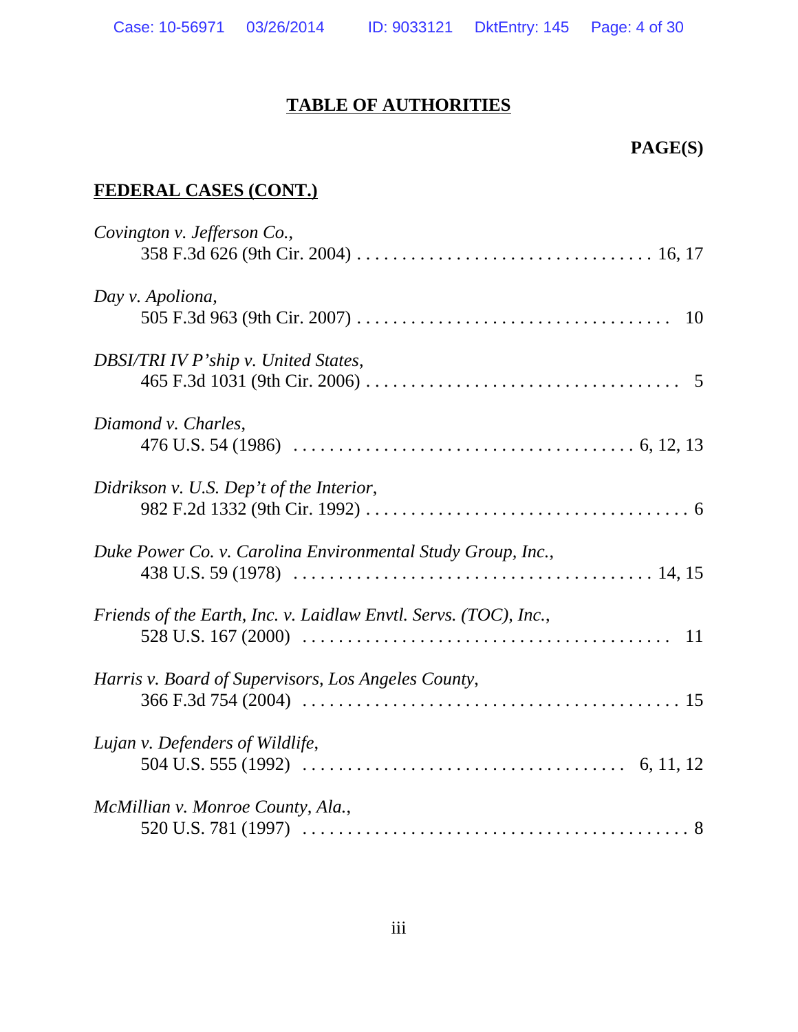## TABLE OF AUTHORITIES

**PAGE(S)**

### FEDERAL CASES (CONT.)

*Covington v. Jefferson Co.*,
358 F.3d 626 (9th Cir. 2004) . . . . . . . . . . . . . . . . . . . . . . . . . . . . . . . . 16, 17

*Day v. Apoliona*,
505 F.3d 963 (9th Cir. 2007) . . . . . . . . . . . . . . . . . . . . . . . . . . . . . . . . . . 10

*DBSI/TRI IV P'ship v. United States*,
465 F.3d 1031 (9th Cir. 2006) . . . . . . . . . . . . . . . . . . . . . . . . . . . . . . . . . 5

*Diamond v. Charles*,
476 U.S. 54 (1986) . . . . . . . . . . . . . . . . . . . . . . . . . . . . . . . . . . . . 6, 12, 13

*Didrikson v. U.S. Dep't of the Interior*,
982 F.2d 1332 (9th Cir. 1992) . . . . . . . . . . . . . . . . . . . . . . . . . . . . . . . . . . 6

*Duke Power Co. v. Carolina Environmental Study Group, Inc.*,
438 U.S. 59 (1978) . . . . . . . . . . . . . . . . . . . . . . . . . . . . . . . . . . . . . . 14, 15

*Friends of the Earth, Inc. v. Laidlaw Envtl. Servs. (TOC), Inc.*,
528 U.S. 167 (2000) . . . . . . . . . . . . . . . . . . . . . . . . . . . . . . . . . . . . . . . 11

*Harris v. Board of Supervisors, Los Angeles County*,
366 F.3d 754 (2004) . . . . . . . . . . . . . . . . . . . . . . . . . . . . . . . . . . . . . . . . 15

*Lujan v. Defenders of Wildlife*,
504 U.S. 555 (1992) . . . . . . . . . . . . . . . . . . . . . . . . . . . . . . . . . 6, 11, 12

*McMillian v. Monroe County, Ala.*,
520 U.S. 781 (1997) . . . . . . . . . . . . . . . . . . . . . . . . . . . . . . . . . . . . . . . . . 8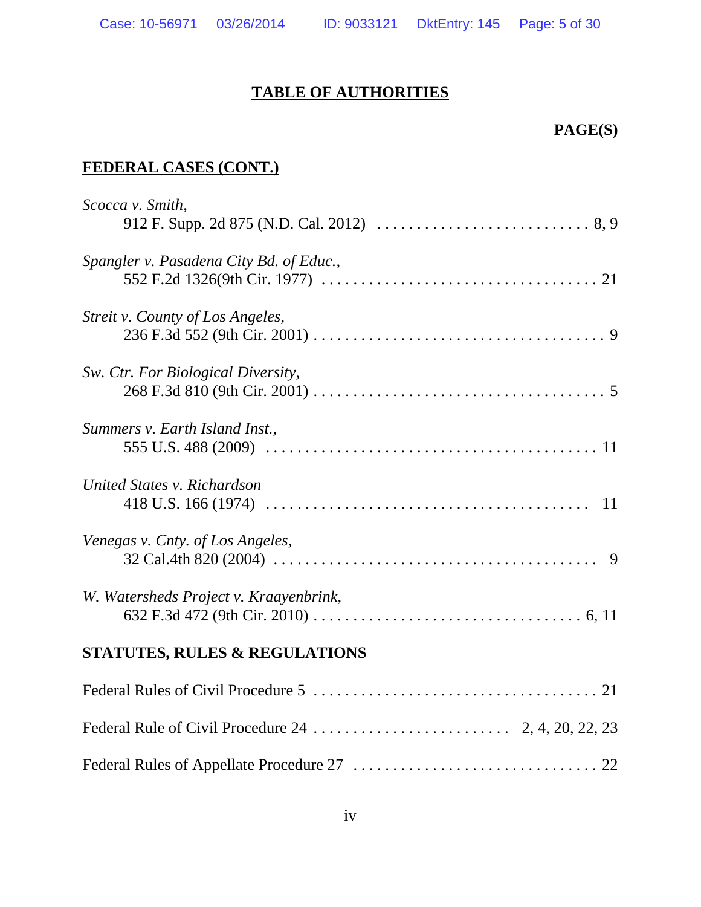## TABLE OF AUTHORITIES

**PAGE(S)**

### FEDERAL CASES (CONT.)

*Scocca v. Smith*,
912 F. Supp. 2d 875 (N.D. Cal. 2012) . . . . . . . . . . . . . . . . . . . . . . . . . . . . 8, 9

*Spangler v. Pasadena City Bd. of Educ.*,
552 F.2d 1326(9th Cir. 1977) . . . . . . . . . . . . . . . . . . . . . . . . . . . . . . . . . . . 21

*Streit v. County of Los Angeles*,
236 F.3d 552 (9th Cir. 2001) . . . . . . . . . . . . . . . . . . . . . . . . . . . . . . . . . . . . 9

*Sw. Ctr. For Biological Diversity*,
268 F.3d 810 (9th Cir. 2001) . . . . . . . . . . . . . . . . . . . . . . . . . . . . . . . . . . . . 5

*Summers v. Earth Island Inst.*,
555 U.S. 488 (2009) . . . . . . . . . . . . . . . . . . . . . . . . . . . . . . . . . . . . . . . . . 11

*United States v. Richardson*
418 U.S. 166 (1974) . . . . . . . . . . . . . . . . . . . . . . . . . . . . . . . . . . . . . . . . . 11

*Venegas v. Cnty. of Los Angeles*,
32 Cal.4th 820 (2004) . . . . . . . . . . . . . . . . . . . . . . . . . . . . . . . . . . . . . . . . . 9

*W. Watersheds Project v. Kraayenbrink*,
632 F.3d 472 (9th Cir. 2010) . . . . . . . . . . . . . . . . . . . . . . . . . . . . . . . . . 6, 11

### STATUTES, RULES & REGULATIONS

Federal Rules of Civil Procedure 5 . . . . . . . . . . . . . . . . . . . . . . . . . . . . . . . . . . . 21

Federal Rule of Civil Procedure 24 . . . . . . . . . . . . . . . . . . . . . . . . . 2, 4, 20, 22, 23

Federal Rules of Appellate Procedure 27 . . . . . . . . . . . . . . . . . . . . . . . . . . . . . . 22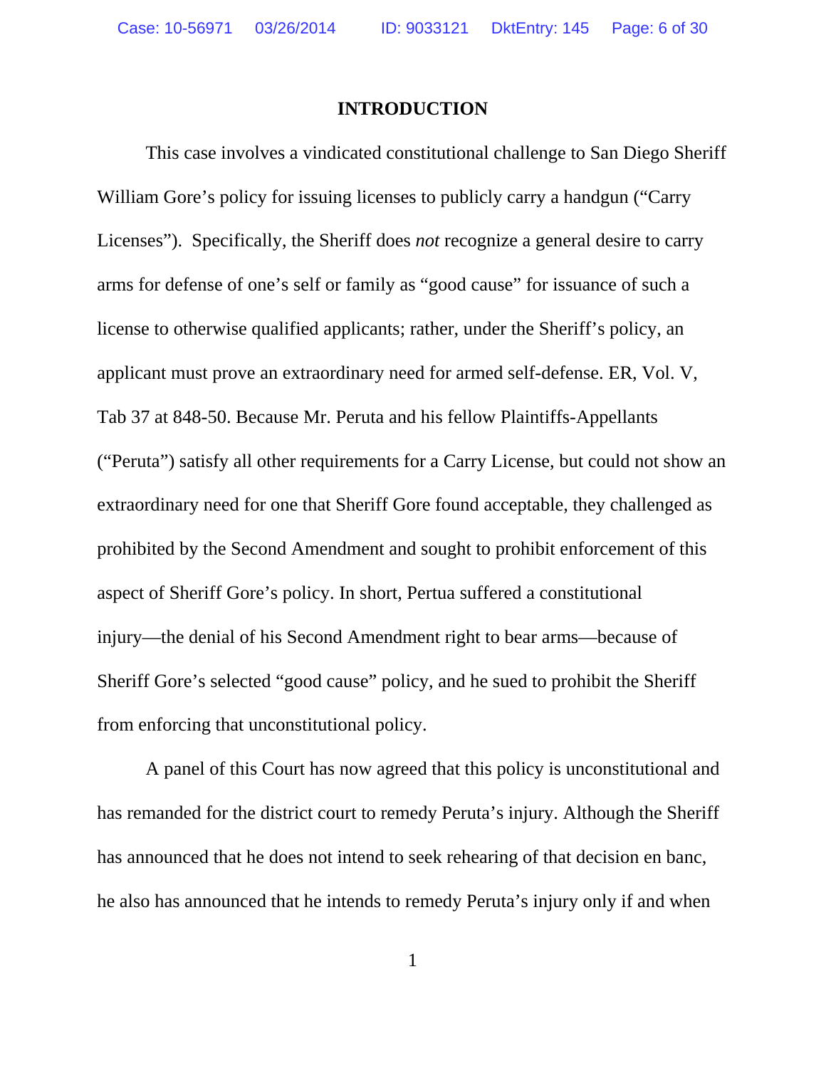# INTRODUCTION

This case involves a vindicated constitutional challenge to San Diego Sheriff William Gore's policy for issuing licenses to publicly carry a handgun ("Carry Licenses"). Specifically, the Sheriff does *not* recognize a general desire to carry arms for defense of one's self or family as "good cause" for issuance of such a license to otherwise qualified applicants; rather, under the Sheriff's policy, an applicant must prove an extraordinary need for armed self-defense. ER, Vol. V, Tab 37 at 848-50. Because Mr. Peruta and his fellow Plaintiffs-Appellants ("Peruta") satisfy all other requirements for a Carry License, but could not show an extraordinary need for one that Sheriff Gore found acceptable, they challenged as prohibited by the Second Amendment and sought to prohibit enforcement of this aspect of Sheriff Gore's policy. In short, Pertua suffered a constitutional injury—the denial of his Second Amendment right to bear arms—because of Sheriff Gore's selected "good cause" policy, and he sued to prohibit the Sheriff from enforcing that unconstitutional policy.

A panel of this Court has now agreed that this policy is unconstitutional and has remanded for the district court to remedy Peruta's injury. Although the Sheriff has announced that he does not intend to seek rehearing of that decision en banc, he also has announced that he intends to remedy Peruta's injury only if and when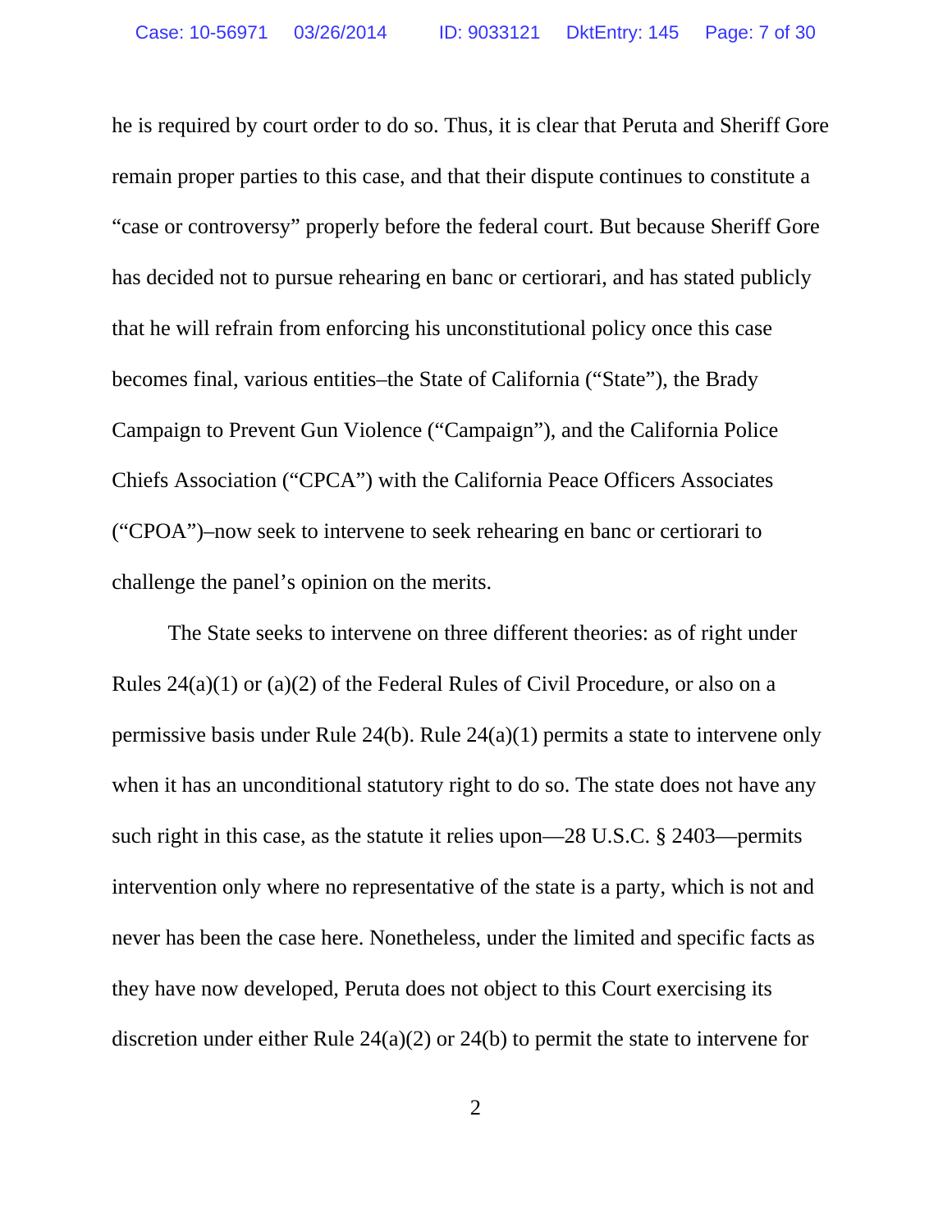he is required by court order to do so. Thus, it is clear that Peruta and Sheriff Gore remain proper parties to this case, and that their dispute continues to constitute a "case or controversy" properly before the federal court. But because Sheriff Gore has decided not to pursue rehearing en banc or certiorari, and has stated publicly that he will refrain from enforcing his unconstitutional policy once this case becomes final, various entities–the State of California ("State"), the Brady Campaign to Prevent Gun Violence ("Campaign"), and the California Police Chiefs Association ("CPCA") with the California Peace Officers Associates ("CPOA")–now seek to intervene to seek rehearing en banc or certiorari to challenge the panel's opinion on the merits.

The State seeks to intervene on three different theories: as of right under Rules 24(a)(1) or (a)(2) of the Federal Rules of Civil Procedure, or also on a permissive basis under Rule 24(b). Rule 24(a)(1) permits a state to intervene only when it has an unconditional statutory right to do so. The state does not have any such right in this case, as the statute it relies upon—28 U.S.C. § 2403—permits intervention only where no representative of the state is a party, which is not and never has been the case here. Nonetheless, under the limited and specific facts as they have now developed, Peruta does not object to this Court exercising its discretion under either Rule 24(a)(2) or 24(b) to permit the state to intervene for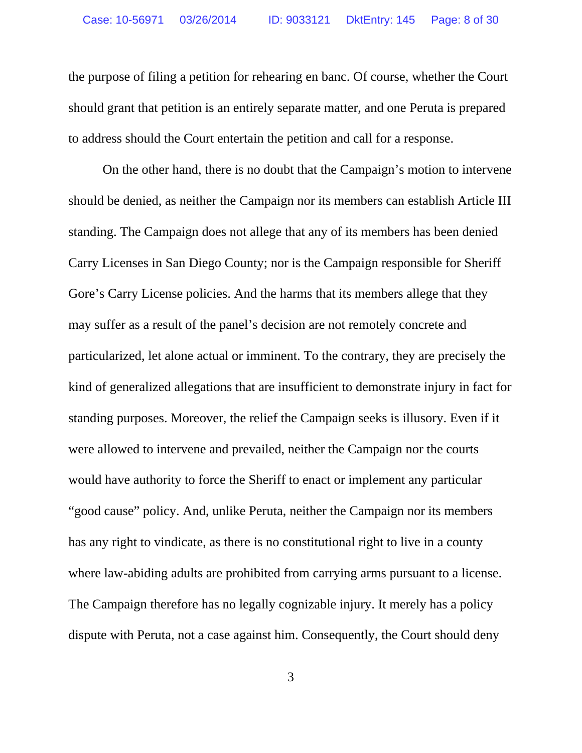the purpose of filing a petition for rehearing en banc. Of course, whether the Court should grant that petition is an entirely separate matter, and one Peruta is prepared to address should the Court entertain the petition and call for a response.

On the other hand, there is no doubt that the Campaign's motion to intervene should be denied, as neither the Campaign nor its members can establish Article III standing. The Campaign does not allege that any of its members has been denied Carry Licenses in San Diego County; nor is the Campaign responsible for Sheriff Gore's Carry License policies. And the harms that its members allege that they may suffer as a result of the panel's decision are not remotely concrete and particularized, let alone actual or imminent. To the contrary, they are precisely the kind of generalized allegations that are insufficient to demonstrate injury in fact for standing purposes. Moreover, the relief the Campaign seeks is illusory. Even if it were allowed to intervene and prevailed, neither the Campaign nor the courts would have authority to force the Sheriff to enact or implement any particular "good cause" policy. And, unlike Peruta, neither the Campaign nor its members has any right to vindicate, as there is no constitutional right to live in a county where law-abiding adults are prohibited from carrying arms pursuant to a license. The Campaign therefore has no legally cognizable injury. It merely has a policy dispute with Peruta, not a case against him. Consequently, the Court should deny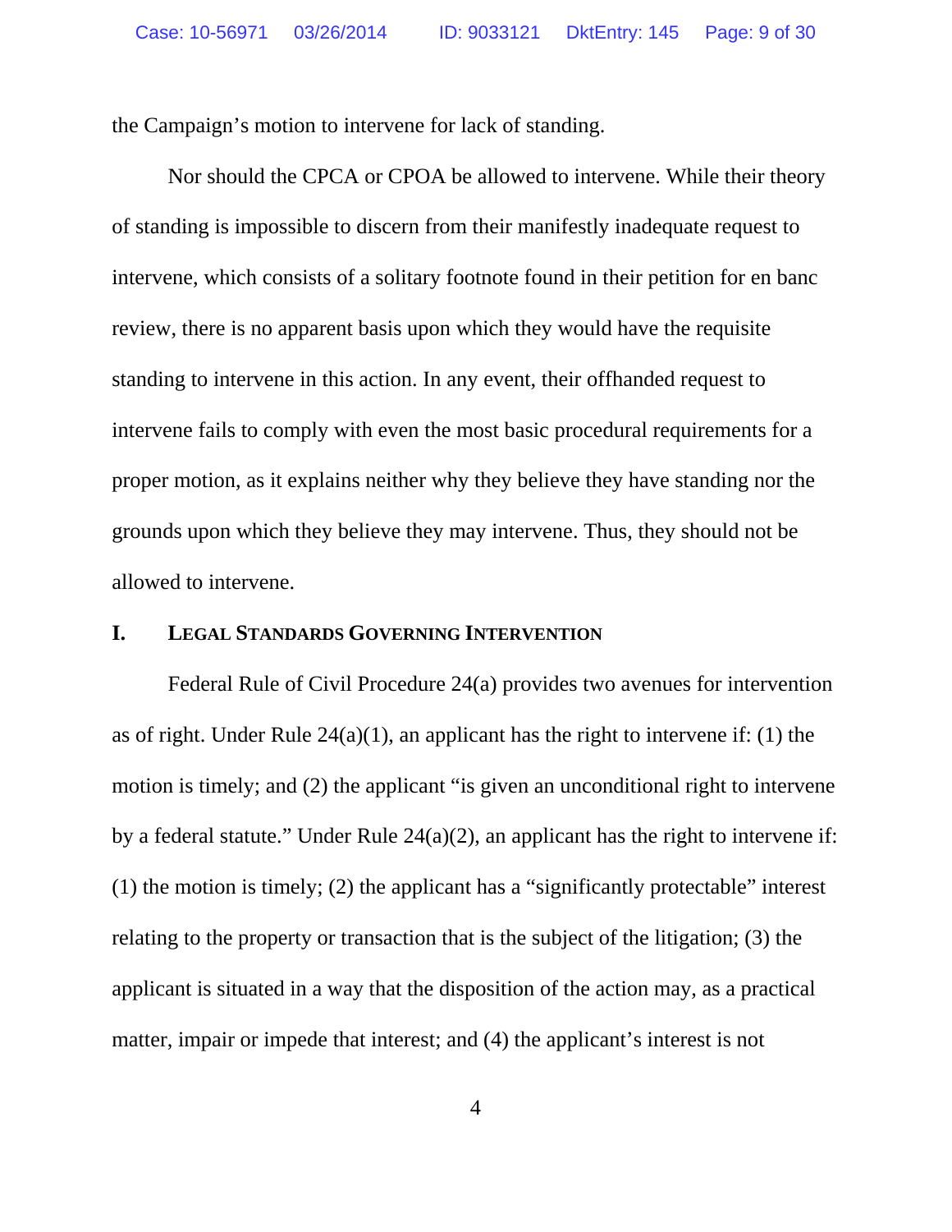the Campaign's motion to intervene for lack of standing.

Nor should the CPCA or CPOA be allowed to intervene. While their theory of standing is impossible to discern from their manifestly inadequate request to intervene, which consists of a solitary footnote found in their petition for en banc review, there is no apparent basis upon which they would have the requisite standing to intervene in this action. In any event, their offhanded request to intervene fails to comply with even the most basic procedural requirements for a proper motion, as it explains neither why they believe they have standing nor the grounds upon which they believe they may intervene. Thus, they should not be allowed to intervene.

## I. LEGAL STANDARDS GOVERNING INTERVENTION

Federal Rule of Civil Procedure 24(a) provides two avenues for intervention as of right. Under Rule 24(a)(1), an applicant has the right to intervene if: (1) the motion is timely; and (2) the applicant "is given an unconditional right to intervene by a federal statute." Under Rule 24(a)(2), an applicant has the right to intervene if: (1) the motion is timely; (2) the applicant has a "significantly protectable" interest relating to the property or transaction that is the subject of the litigation; (3) the applicant is situated in a way that the disposition of the action may, as a practical matter, impair or impede that interest; and (4) the applicant's interest is not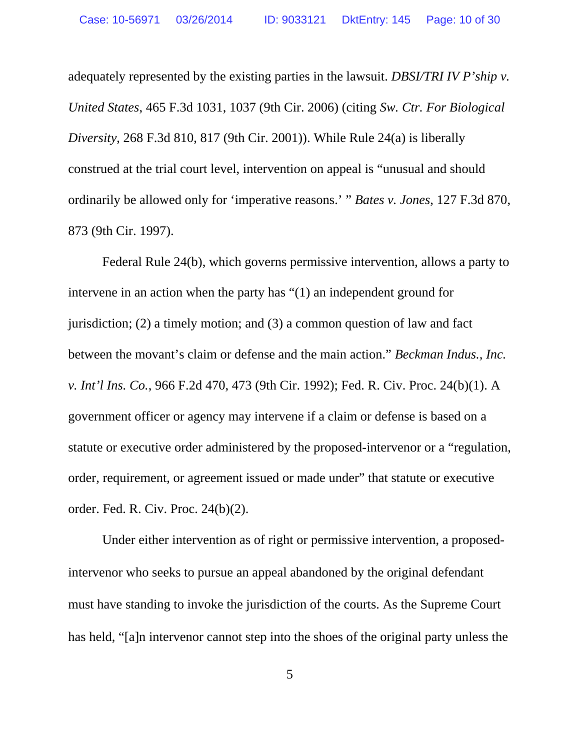adequately represented by the existing parties in the lawsuit. *DBSI/TRI IV P'ship v. United States*, 465 F.3d 1031, 1037 (9th Cir. 2006) (citing *Sw. Ctr. For Biological Diversity*, 268 F.3d 810, 817 (9th Cir. 2001)). While Rule 24(a) is liberally construed at the trial court level, intervention on appeal is "unusual and should ordinarily be allowed only for 'imperative reasons.' " *Bates v. Jones*, 127 F.3d 870, 873 (9th Cir. 1997).

Federal Rule 24(b), which governs permissive intervention, allows a party to intervene in an action when the party has "(1) an independent ground for jurisdiction; (2) a timely motion; and (3) a common question of law and fact between the movant's claim or defense and the main action." *Beckman Indus., Inc. v. Int'l Ins. Co.*, 966 F.2d 470, 473 (9th Cir. 1992); Fed. R. Civ. Proc. 24(b)(1). A government officer or agency may intervene if a claim or defense is based on a statute or executive order administered by the proposed-intervenor or a "regulation, order, requirement, or agreement issued or made under" that statute or executive order. Fed. R. Civ. Proc. 24(b)(2).

Under either intervention as of right or permissive intervention, a proposed-intervenor who seeks to pursue an appeal abandoned by the original defendant must have standing to invoke the jurisdiction of the courts. As the Supreme Court has held, "[a]n intervenor cannot step into the shoes of the original party unless the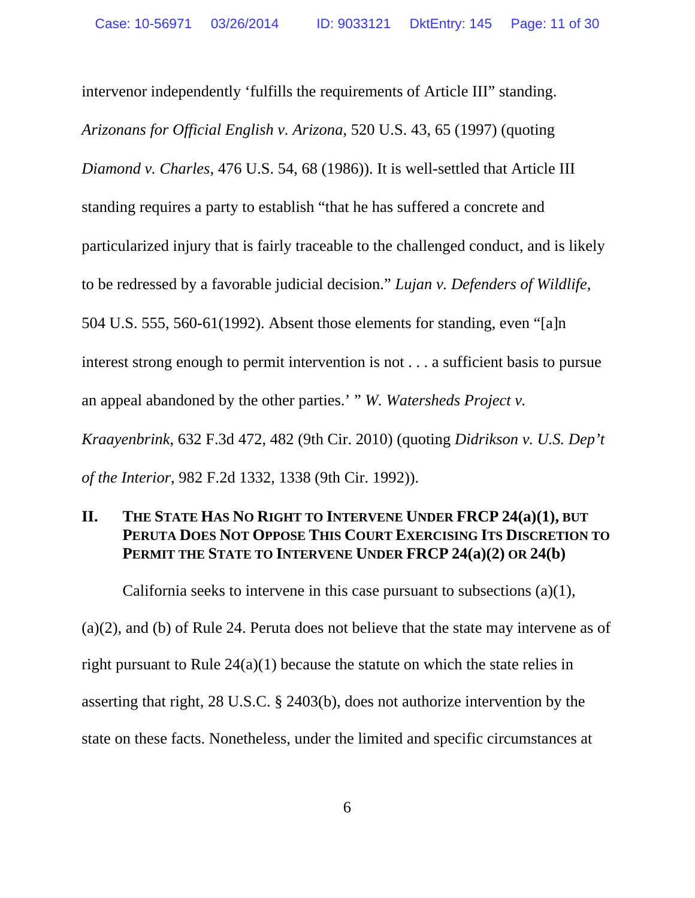intervenor independently 'fulfills the requirements of Article III" standing. *Arizonans for Official English v. Arizona*, 520 U.S. 43, 65 (1997) (quoting *Diamond v. Charles*, 476 U.S. 54, 68 (1986)). It is well-settled that Article III standing requires a party to establish "that he has suffered a concrete and particularized injury that is fairly traceable to the challenged conduct, and is likely to be redressed by a favorable judicial decision." *Lujan v. Defenders of Wildlife*, 504 U.S. 555, 560-61(1992). Absent those elements for standing, even "[a]n interest strong enough to permit intervention is not . . . a sufficient basis to pursue an appeal abandoned by the other parties.' " *W. Watersheds Project v. Kraayenbrink*, 632 F.3d 472, 482 (9th Cir. 2010) (quoting *Didrikson v. U.S. Dep't of the Interior*, 982 F.2d 1332, 1338 (9th Cir. 1992)).

## II. THE STATE HAS NO RIGHT TO INTERVENE UNDER FRCP 24(a)(1), BUT PERUTA DOES NOT OPPOSE THIS COURT EXERCISING ITS DISCRETION TO PERMIT THE STATE TO INTERVENE UNDER FRCP 24(a)(2) OR 24(b)

California seeks to intervene in this case pursuant to subsections (a)(1), (a)(2), and (b) of Rule 24. Peruta does not believe that the state may intervene as of right pursuant to Rule 24(a)(1) because the statute on which the state relies in asserting that right, 28 U.S.C. § 2403(b), does not authorize intervention by the state on these facts. Nonetheless, under the limited and specific circumstances at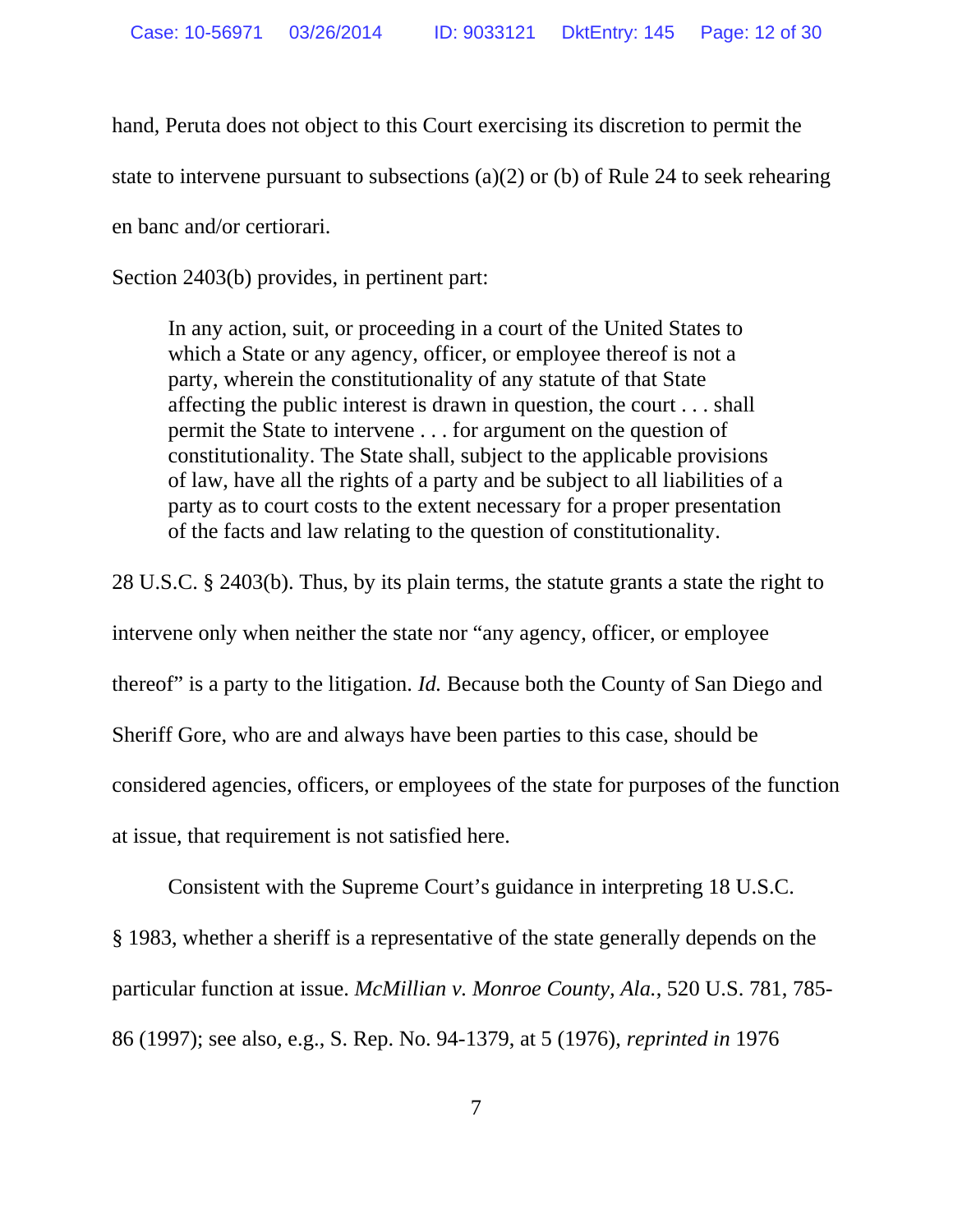hand, Peruta does not object to this Court exercising its discretion to permit the state to intervene pursuant to subsections (a)(2) or (b) of Rule 24 to seek rehearing en banc and/or certiorari.

Section 2403(b) provides, in pertinent part:

> In any action, suit, or proceeding in a court of the United States to which a State or any agency, officer, or employee thereof is not a party, wherein the constitutionality of any statute of that State affecting the public interest is drawn in question, the court . . . shall permit the State to intervene . . . for argument on the question of constitutionality. The State shall, subject to the applicable provisions of law, have all the rights of a party and be subject to all liabilities of a party as to court costs to the extent necessary for a proper presentation of the facts and law relating to the question of constitutionality.

28 U.S.C. § 2403(b). Thus, by its plain terms, the statute grants a state the right to intervene only when neither the state nor "any agency, officer, or employee thereof" is a party to the litigation. *Id.* Because both the County of San Diego and Sheriff Gore, who are and always have been parties to this case, should be considered agencies, officers, or employees of the state for purposes of the function at issue, that requirement is not satisfied here.

Consistent with the Supreme Court's guidance in interpreting 18 U.S.C. § 1983, whether a sheriff is a representative of the state generally depends on the particular function at issue. *McMillian v. Monroe County, Ala.*, 520 U.S. 781, 785-86 (1997); see also, e.g., S. Rep. No. 94-1379, at 5 (1976), *reprinted in* 1976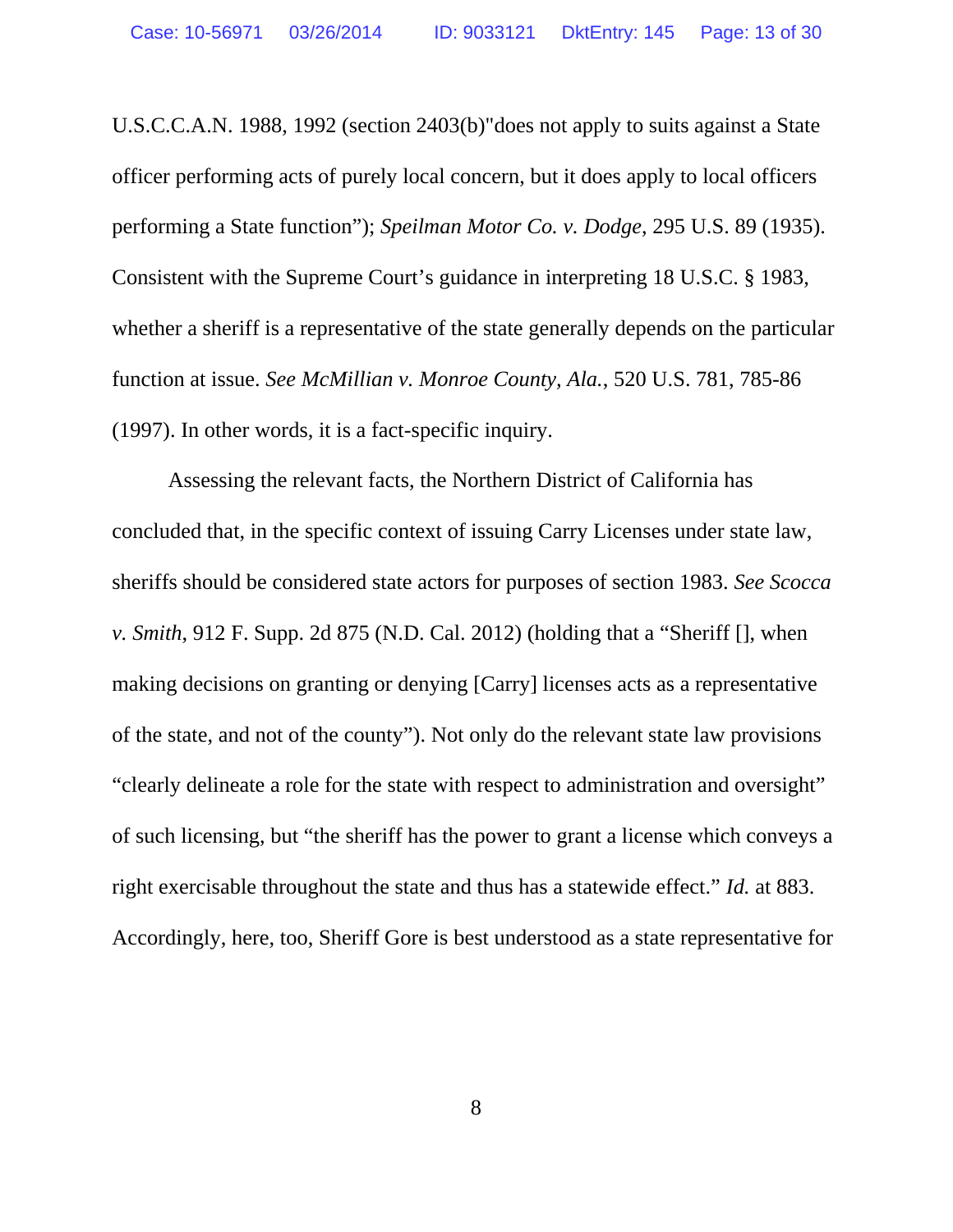U.S.C.C.A.N. 1988, 1992 (section 2403(b)"does not apply to suits against a State officer performing acts of purely local concern, but it does apply to local officers performing a State function"); *Speilman Motor Co. v. Dodge*, 295 U.S. 89 (1935). Consistent with the Supreme Court's guidance in interpreting 18 U.S.C. § 1983, whether a sheriff is a representative of the state generally depends on the particular function at issue. *See McMillian v. Monroe County, Ala.*, 520 U.S. 781, 785-86 (1997). In other words, it is a fact-specific inquiry.

Assessing the relevant facts, the Northern District of California has concluded that, in the specific context of issuing Carry Licenses under state law, sheriffs should be considered state actors for purposes of section 1983. *See Scocca v. Smith*, 912 F. Supp. 2d 875 (N.D. Cal. 2012) (holding that a "Sheriff [], when making decisions on granting or denying [Carry] licenses acts as a representative of the state, and not of the county"). Not only do the relevant state law provisions "clearly delineate a role for the state with respect to administration and oversight" of such licensing, but "the sheriff has the power to grant a license which conveys a right exercisable throughout the state and thus has a statewide effect." *Id.* at 883. Accordingly, here, too, Sheriff Gore is best understood as a state representative for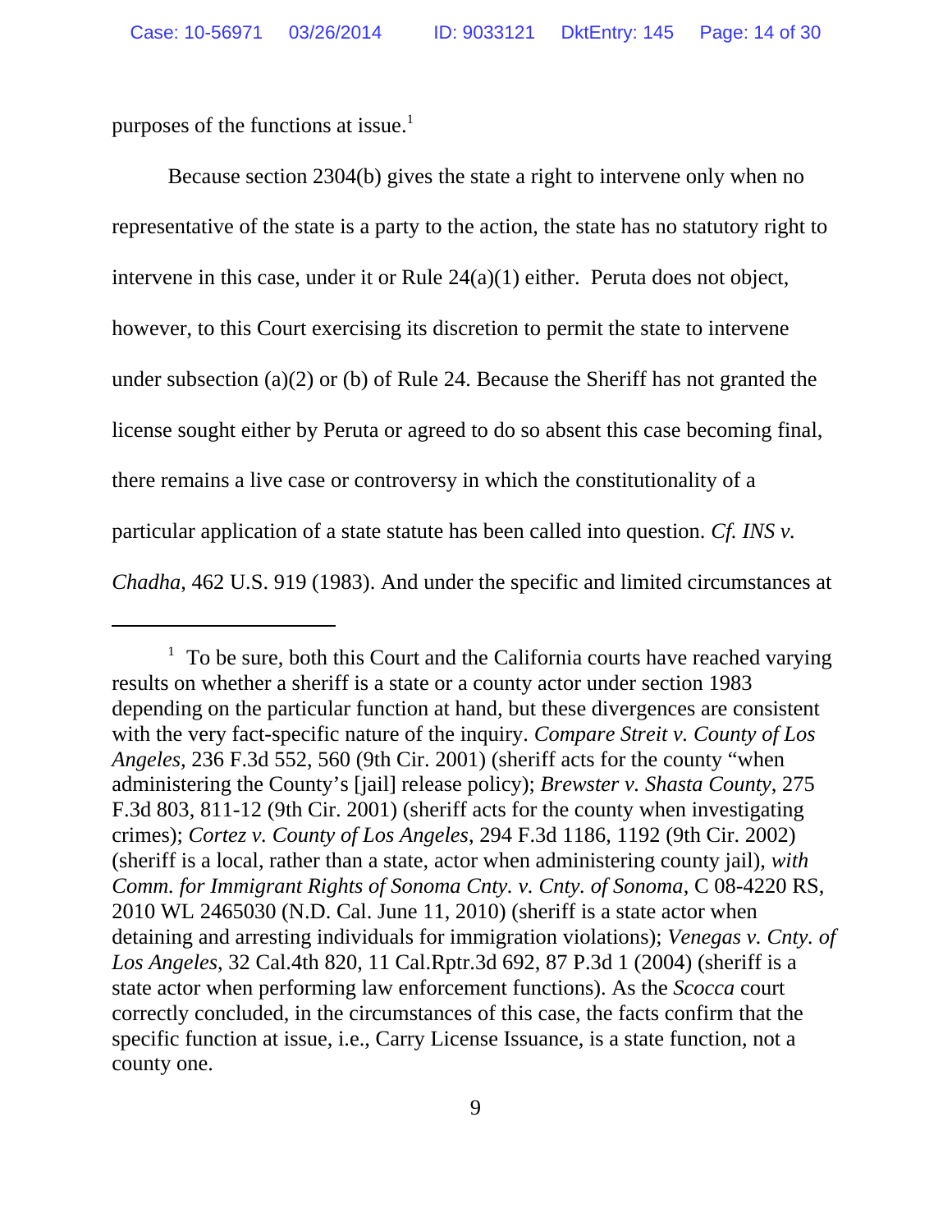purposes of the functions at issue.[1]

Because section 2304(b) gives the state a right to intervene only when no representative of the state is a party to the action, the state has no statutory right to intervene in this case, under it or Rule 24(a)(1) either. Peruta does not object, however, to this Court exercising its discretion to permit the state to intervene under subsection (a)(2) or (b) of Rule 24. Because the Sheriff has not granted the license sought either by Peruta or agreed to do so absent this case becoming final, there remains a live case or controversy in which the constitutionality of a particular application of a state statute has been called into question. *Cf. INS v. Chadha*, 462 U.S. 919 (1983). And under the specific and limited circumstances at

---

[1] To be sure, both this Court and the California courts have reached varying results on whether a sheriff is a state or a county actor under section 1983 depending on the particular function at hand, but these divergences are consistent with the very fact-specific nature of the inquiry. *Compare Streit v. County of Los Angeles*, 236 F.3d 552, 560 (9th Cir. 2001) (sheriff acts for the county "when administering the County's [jail] release policy); *Brewster v. Shasta County*, 275 F.3d 803, 811-12 (9th Cir. 2001) (sheriff acts for the county when investigating crimes); *Cortez v. County of Los Angeles*, 294 F.3d 1186, 1192 (9th Cir. 2002) (sheriff is a local, rather than a state, actor when administering county jail), *with Comm. for Immigrant Rights of Sonoma Cnty. v. Cnty. of Sonoma*, C 08-4220 RS, 2010 WL 2465030 (N.D. Cal. June 11, 2010) (sheriff is a state actor when detaining and arresting individuals for immigration violations); *Venegas v. Cnty. of Los Angeles*, 32 Cal.4th 820, 11 Cal.Rptr.3d 692, 87 P.3d 1 (2004) (sheriff is a state actor when performing law enforcement functions). As the *Scocca* court correctly concluded, in the circumstances of this case, the facts confirm that the specific function at issue, i.e., Carry License Issuance, is a state function, not a county one.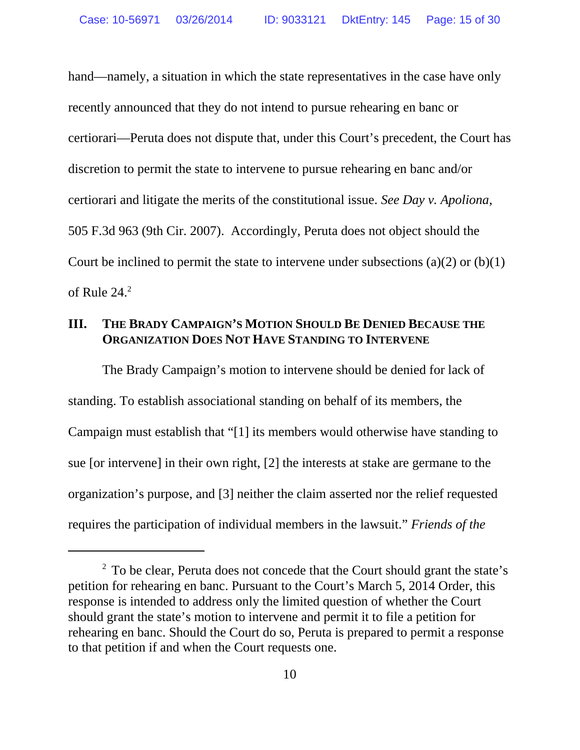hand—namely, a situation in which the state representatives in the case have only recently announced that they do not intend to pursue rehearing en banc or certiorari—Peruta does not dispute that, under this Court's precedent, the Court has discretion to permit the state to intervene to pursue rehearing en banc and/or certiorari and litigate the merits of the constitutional issue. *See Day v. Apoliona*, 505 F.3d 963 (9th Cir. 2007). Accordingly, Peruta does not object should the Court be inclined to permit the state to intervene under subsections (a)(2) or (b)(1) of Rule 24.[2]

## III. The Brady Campaign's Motion Should Be Denied Because the Organization Does Not Have Standing to Intervene

The Brady Campaign's motion to intervene should be denied for lack of standing. To establish associational standing on behalf of its members, the Campaign must establish that "[1] its members would otherwise have standing to sue [or intervene] in their own right, [2] the interests at stake are germane to the organization's purpose, and [3] neither the claim asserted nor the relief requested requires the participation of individual members in the lawsuit." *Friends of the*

[2] To be clear, Peruta does not concede that the Court should grant the state's petition for rehearing en banc. Pursuant to the Court's March 5, 2014 Order, this response is intended to address only the limited question of whether the Court should grant the state's motion to intervene and permit it to file a petition for rehearing en banc. Should the Court do so, Peruta is prepared to permit a response to that petition if and when the Court requests one.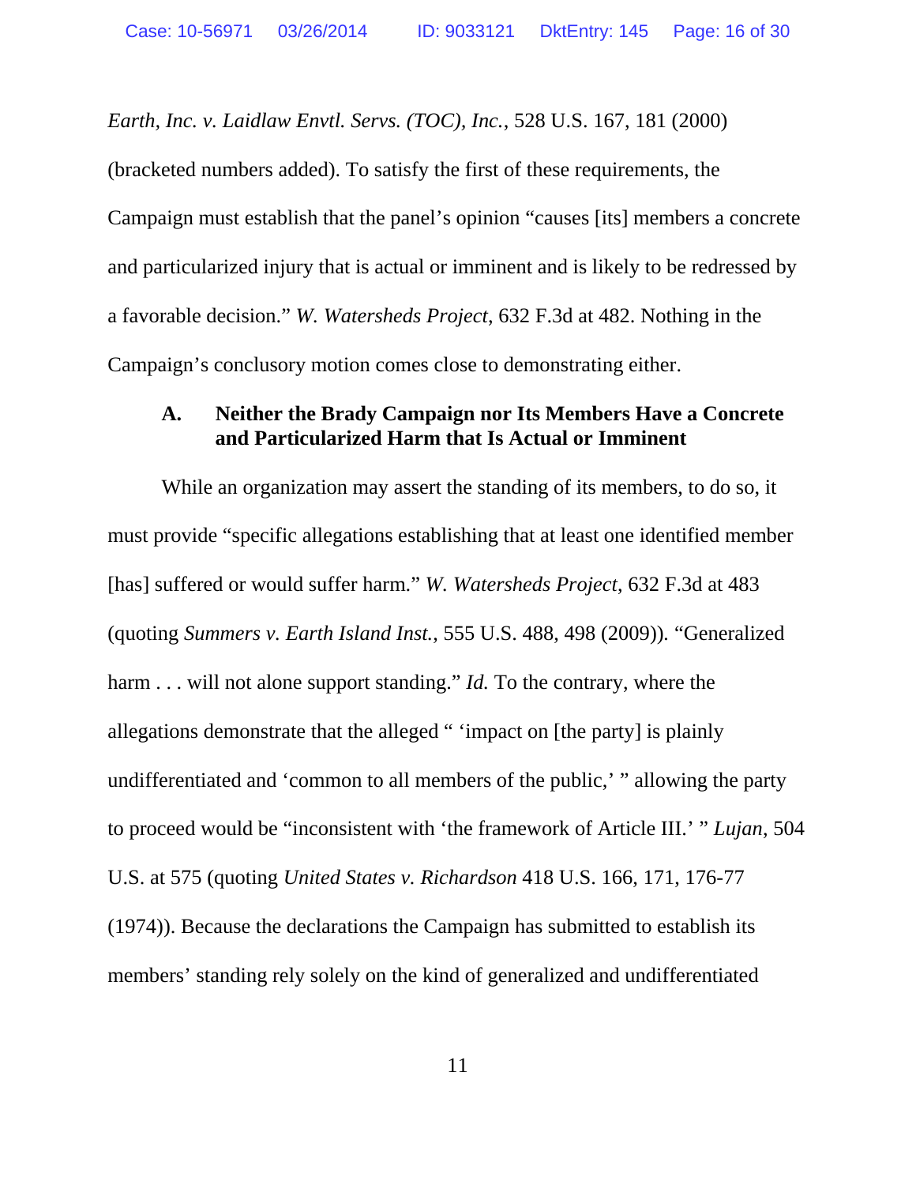*Earth, Inc. v. Laidlaw Envtl. Servs. (TOC), Inc.*, 528 U.S. 167, 181 (2000) (bracketed numbers added). To satisfy the first of these requirements, the Campaign must establish that the panel's opinion "causes [its] members a concrete and particularized injury that is actual or imminent and is likely to be redressed by a favorable decision." *W. Watersheds Project*, 632 F.3d at 482. Nothing in the Campaign's conclusory motion comes close to demonstrating either.

### A. Neither the Brady Campaign nor Its Members Have a Concrete and Particularized Harm that Is Actual or Imminent

While an organization may assert the standing of its members, to do so, it must provide "specific allegations establishing that at least one identified member [has] suffered or would suffer harm." *W. Watersheds Project*, 632 F.3d at 483 (quoting *Summers v. Earth Island Inst.*, 555 U.S. 488, 498 (2009)). "Generalized harm . . . will not alone support standing." *Id.* To the contrary, where the allegations demonstrate that the alleged " 'impact on [the party] is plainly undifferentiated and 'common to all members of the public,' " allowing the party to proceed would be "inconsistent with 'the framework of Article III.' " *Lujan*, 504 U.S. at 575 (quoting *United States v. Richardson* 418 U.S. 166, 171, 176-77 (1974)). Because the declarations the Campaign has submitted to establish its members' standing rely solely on the kind of generalized and undifferentiated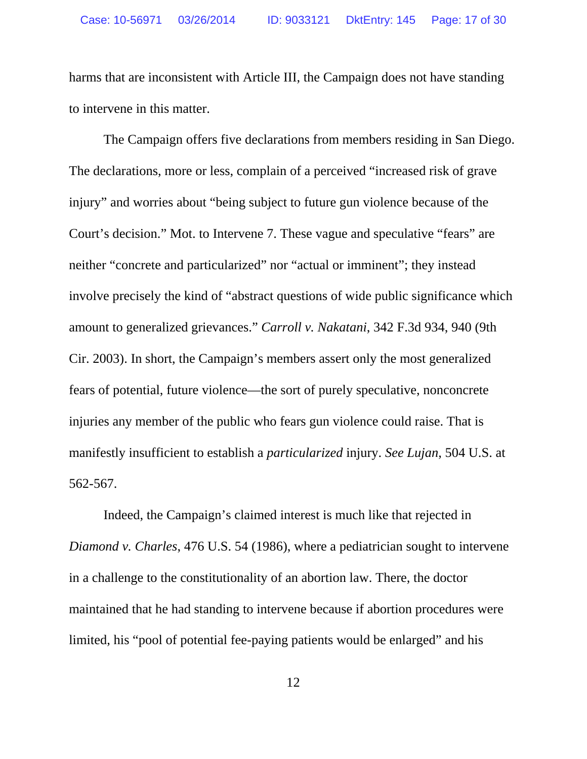harms that are inconsistent with Article III, the Campaign does not have standing to intervene in this matter.

The Campaign offers five declarations from members residing in San Diego. The declarations, more or less, complain of a perceived "increased risk of grave injury" and worries about "being subject to future gun violence because of the Court's decision." Mot. to Intervene 7. These vague and speculative "fears" are neither "concrete and particularized" nor "actual or imminent"; they instead involve precisely the kind of "abstract questions of wide public significance which amount to generalized grievances." *Carroll v. Nakatani*, 342 F.3d 934, 940 (9th Cir. 2003). In short, the Campaign's members assert only the most generalized fears of potential, future violence—the sort of purely speculative, nonconcrete injuries any member of the public who fears gun violence could raise. That is manifestly insufficient to establish a *particularized* injury. *See Lujan*, 504 U.S. at 562-567.

Indeed, the Campaign's claimed interest is much like that rejected in *Diamond v. Charles*, 476 U.S. 54 (1986), where a pediatrician sought to intervene in a challenge to the constitutionality of an abortion law. There, the doctor maintained that he had standing to intervene because if abortion procedures were limited, his "pool of potential fee-paying patients would be enlarged" and his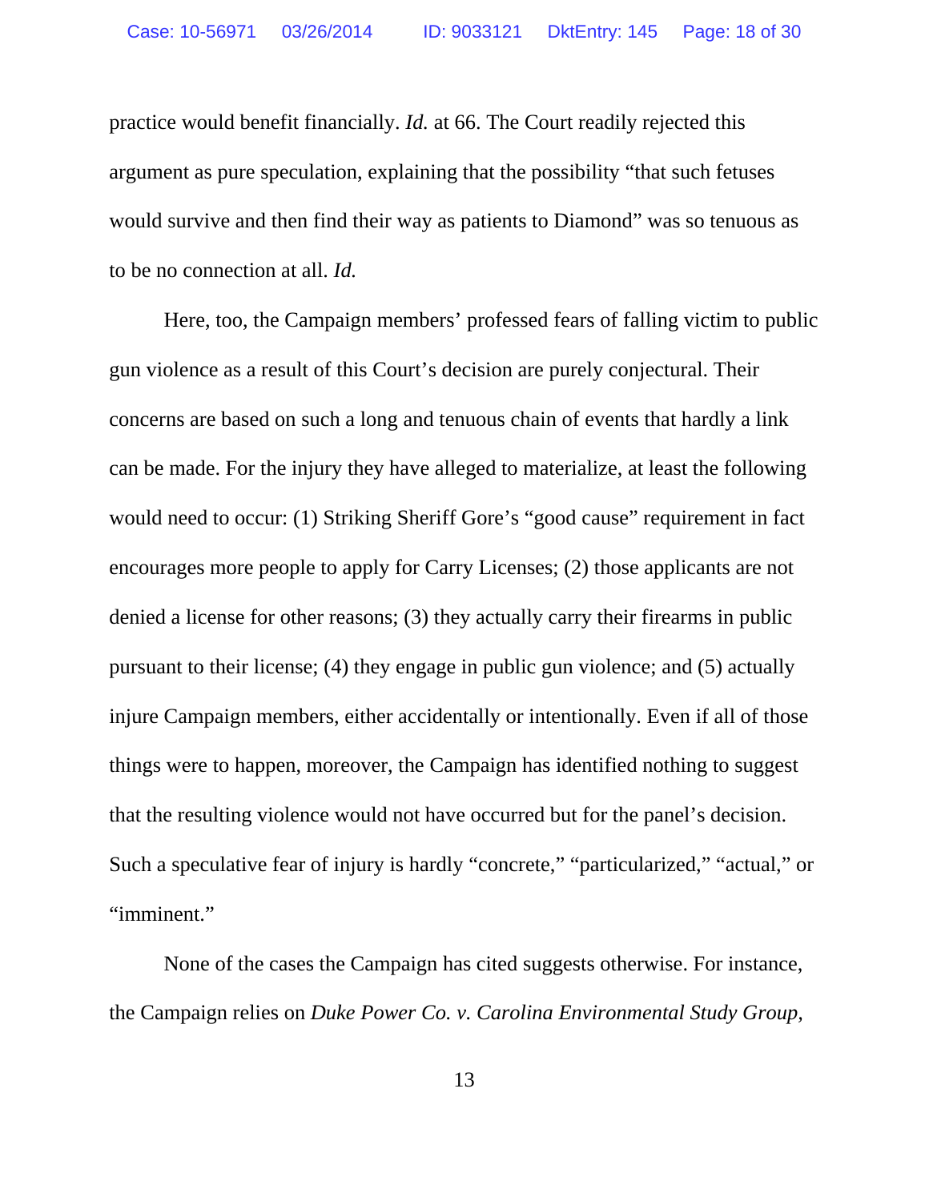practice would benefit financially. *Id.* at 66. The Court readily rejected this argument as pure speculation, explaining that the possibility "that such fetuses would survive and then find their way as patients to Diamond" was so tenuous as to be no connection at all. *Id.*

Here, too, the Campaign members' professed fears of falling victim to public gun violence as a result of this Court's decision are purely conjectural. Their concerns are based on such a long and tenuous chain of events that hardly a link can be made. For the injury they have alleged to materialize, at least the following would need to occur: (1) Striking Sheriff Gore's "good cause" requirement in fact encourages more people to apply for Carry Licenses; (2) those applicants are not denied a license for other reasons; (3) they actually carry their firearms in public pursuant to their license; (4) they engage in public gun violence; and (5) actually injure Campaign members, either accidentally or intentionally. Even if all of those things were to happen, moreover, the Campaign has identified nothing to suggest that the resulting violence would not have occurred but for the panel's decision. Such a speculative fear of injury is hardly "concrete," "particularized," "actual," or "imminent."

None of the cases the Campaign has cited suggests otherwise. For instance, the Campaign relies on *Duke Power Co. v. Carolina Environmental Study Group,*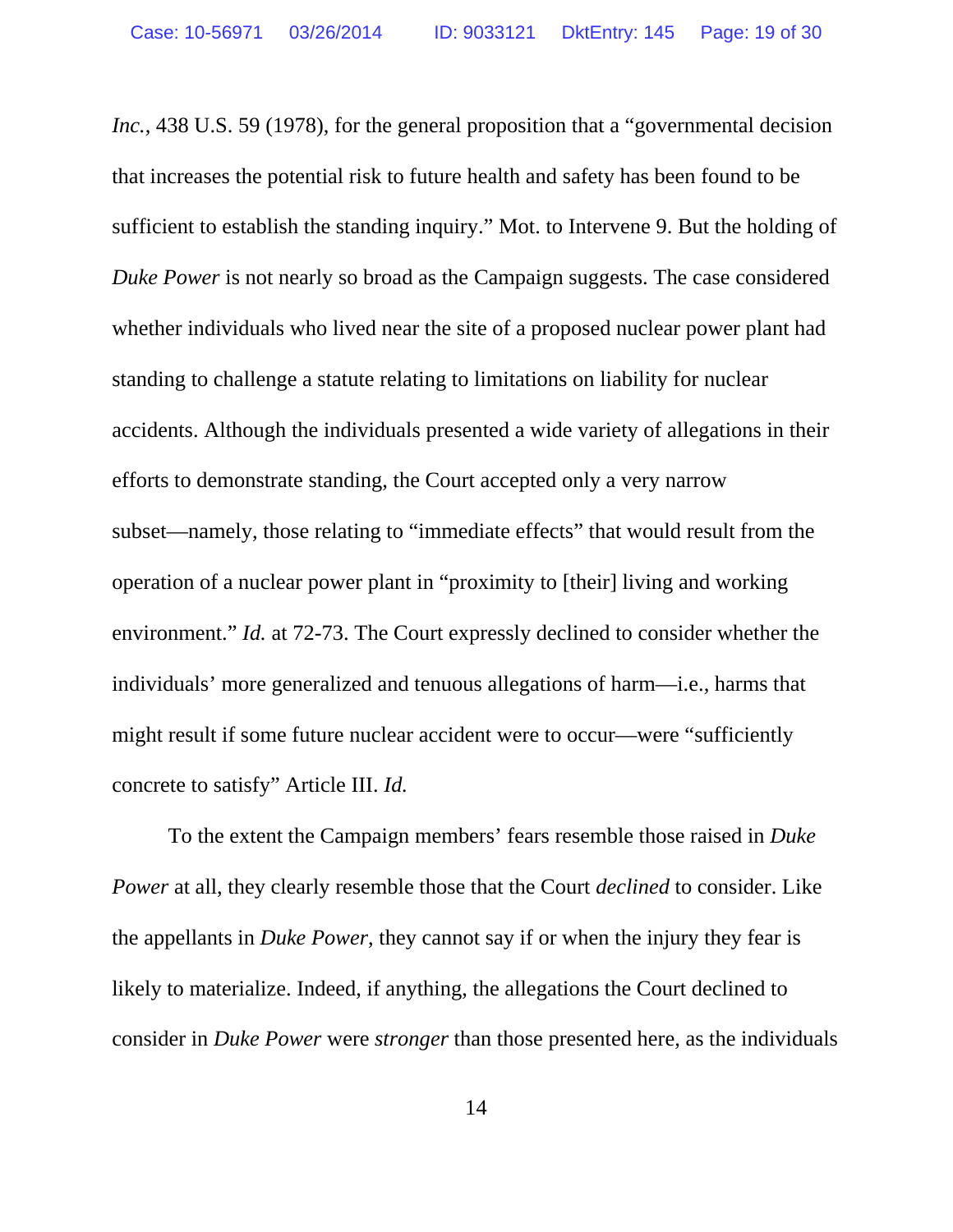*Inc.*, 438 U.S. 59 (1978), for the general proposition that a "governmental decision that increases the potential risk to future health and safety has been found to be sufficient to establish the standing inquiry." Mot. to Intervene 9. But the holding of *Duke Power* is not nearly so broad as the Campaign suggests. The case considered whether individuals who lived near the site of a proposed nuclear power plant had standing to challenge a statute relating to limitations on liability for nuclear accidents. Although the individuals presented a wide variety of allegations in their efforts to demonstrate standing, the Court accepted only a very narrow subset—namely, those relating to "immediate effects" that would result from the operation of a nuclear power plant in "proximity to [their] living and working environment." *Id.* at 72-73. The Court expressly declined to consider whether the individuals' more generalized and tenuous allegations of harm—i.e., harms that might result if some future nuclear accident were to occur—were "sufficiently concrete to satisfy" Article III. *Id.*

To the extent the Campaign members' fears resemble those raised in *Duke Power* at all, they clearly resemble those that the Court *declined* to consider. Like the appellants in *Duke Power*, they cannot say if or when the injury they fear is likely to materialize. Indeed, if anything, the allegations the Court declined to consider in *Duke Power* were *stronger* than those presented here, as the individuals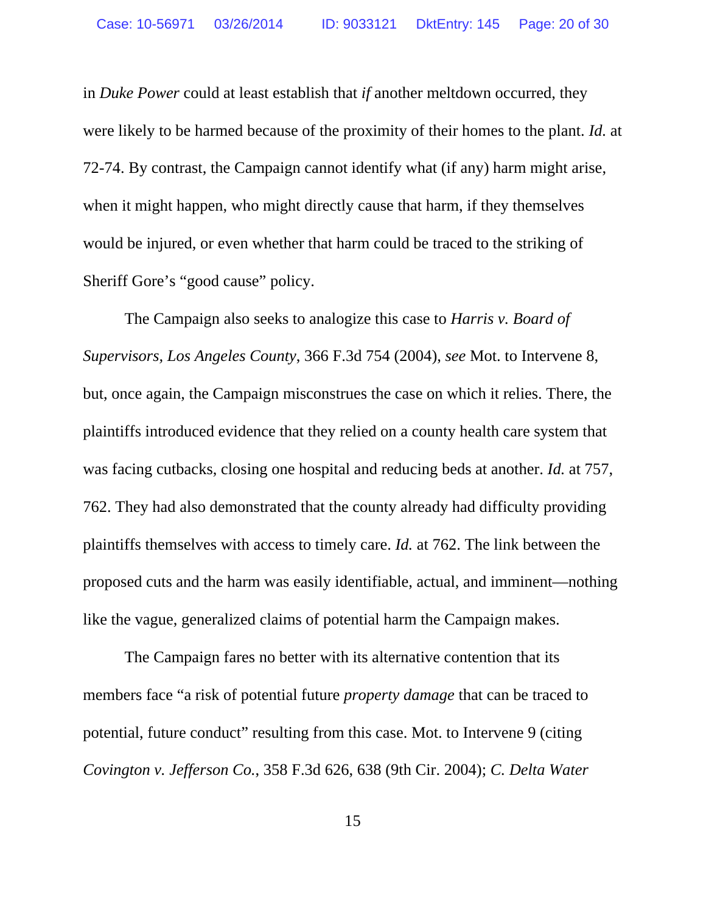in *Duke Power* could at least establish that *if* another meltdown occurred, they were likely to be harmed because of the proximity of their homes to the plant. *Id.* at 72-74. By contrast, the Campaign cannot identify what (if any) harm might arise, when it might happen, who might directly cause that harm, if they themselves would be injured, or even whether that harm could be traced to the striking of Sheriff Gore's "good cause" policy.

The Campaign also seeks to analogize this case to *Harris v. Board of Supervisors, Los Angeles County*, 366 F.3d 754 (2004), *see* Mot. to Intervene 8, but, once again, the Campaign misconstrues the case on which it relies. There, the plaintiffs introduced evidence that they relied on a county health care system that was facing cutbacks, closing one hospital and reducing beds at another. *Id.* at 757, 762. They had also demonstrated that the county already had difficulty providing plaintiffs themselves with access to timely care. *Id.* at 762. The link between the proposed cuts and the harm was easily identifiable, actual, and imminent—nothing like the vague, generalized claims of potential harm the Campaign makes.

The Campaign fares no better with its alternative contention that its members face "a risk of potential future *property damage* that can be traced to potential, future conduct" resulting from this case. Mot. to Intervene 9 (citing *Covington v. Jefferson Co.*, 358 F.3d 626, 638 (9th Cir. 2004); *C. Delta Water*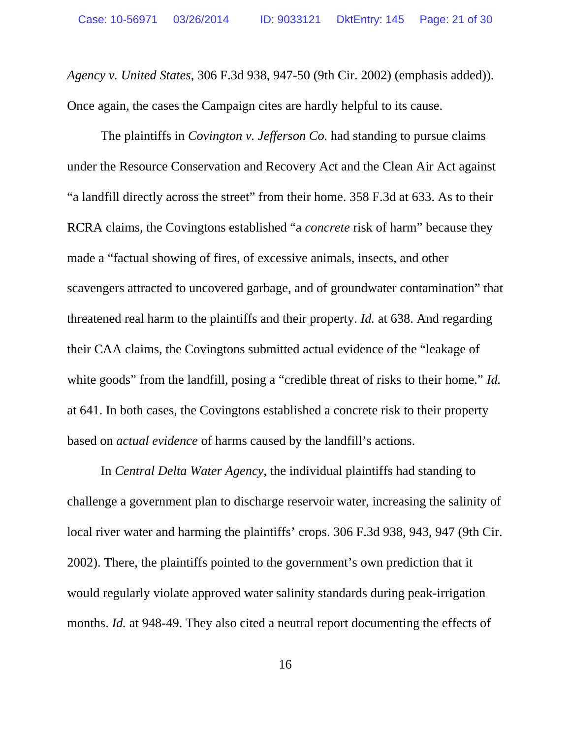*Agency v. United States*, 306 F.3d 938, 947-50 (9th Cir. 2002) (emphasis added)). Once again, the cases the Campaign cites are hardly helpful to its cause.

The plaintiffs in *Covington v. Jefferson Co.* had standing to pursue claims under the Resource Conservation and Recovery Act and the Clean Air Act against "a landfill directly across the street" from their home. 358 F.3d at 633. As to their RCRA claims, the Covingtons established "a *concrete* risk of harm" because they made a "factual showing of fires, of excessive animals, insects, and other scavengers attracted to uncovered garbage, and of groundwater contamination" that threatened real harm to the plaintiffs and their property. *Id.* at 638. And regarding their CAA claims, the Covingtons submitted actual evidence of the "leakage of white goods" from the landfill, posing a "credible threat of risks to their home." *Id.* at 641. In both cases, the Covingtons established a concrete risk to their property based on *actual evidence* of harms caused by the landfill's actions.

In *Central Delta Water Agency*, the individual plaintiffs had standing to challenge a government plan to discharge reservoir water, increasing the salinity of local river water and harming the plaintiffs' crops. 306 F.3d 938, 943, 947 (9th Cir. 2002). There, the plaintiffs pointed to the government's own prediction that it would regularly violate approved water salinity standards during peak-irrigation months. *Id.* at 948-49. They also cited a neutral report documenting the effects of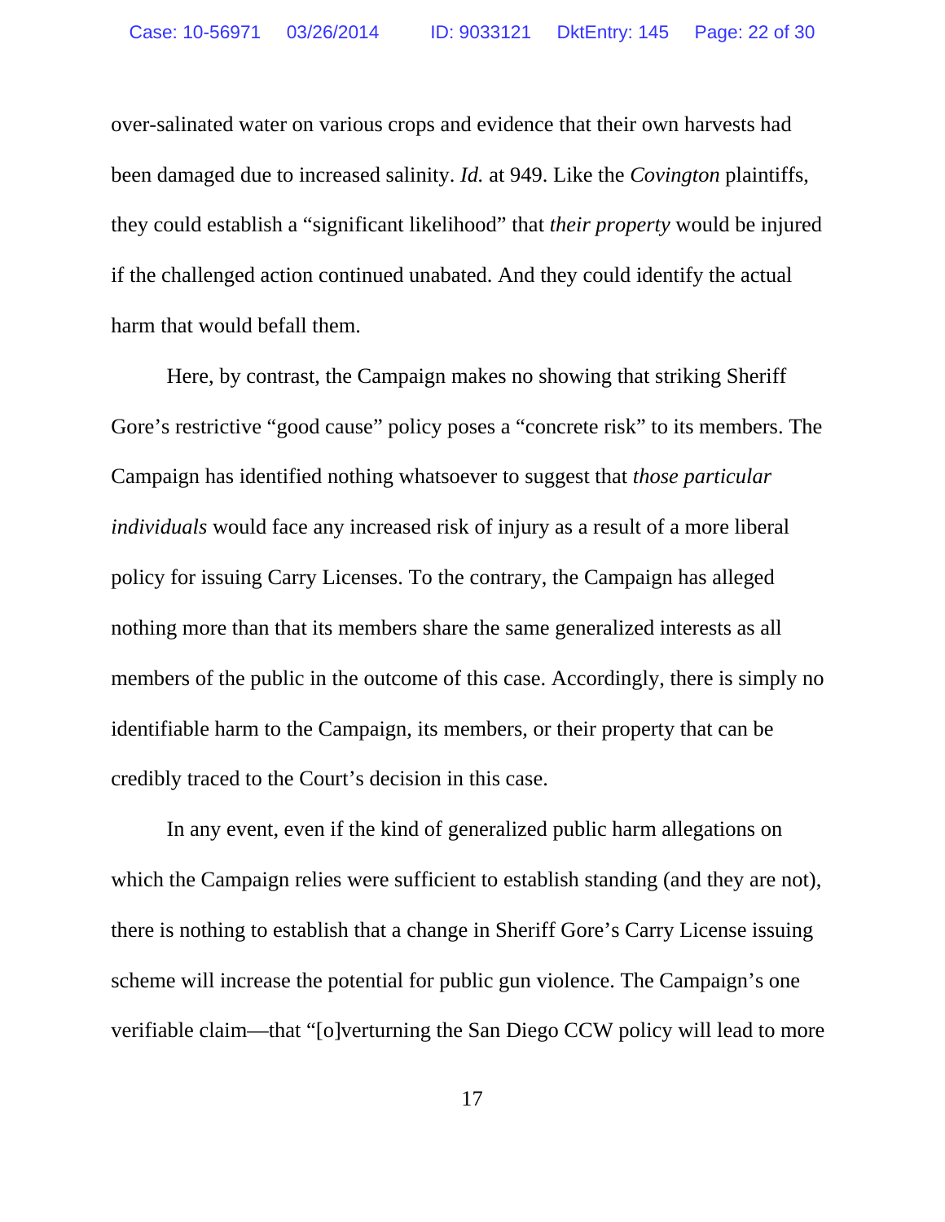over-salinated water on various crops and evidence that their own harvests had been damaged due to increased salinity. *Id.* at 949. Like the *Covington* plaintiffs, they could establish a "significant likelihood" that *their property* would be injured if the challenged action continued unabated. And they could identify the actual harm that would befall them.

Here, by contrast, the Campaign makes no showing that striking Sheriff Gore's restrictive "good cause" policy poses a "concrete risk" to its members. The Campaign has identified nothing whatsoever to suggest that *those particular individuals* would face any increased risk of injury as a result of a more liberal policy for issuing Carry Licenses. To the contrary, the Campaign has alleged nothing more than that its members share the same generalized interests as all members of the public in the outcome of this case. Accordingly, there is simply no identifiable harm to the Campaign, its members, or their property that can be credibly traced to the Court's decision in this case.

In any event, even if the kind of generalized public harm allegations on which the Campaign relies were sufficient to establish standing (and they are not), there is nothing to establish that a change in Sheriff Gore's Carry License issuing scheme will increase the potential for public gun violence. The Campaign's one verifiable claim—that "[o]verturning the San Diego CCW policy will lead to more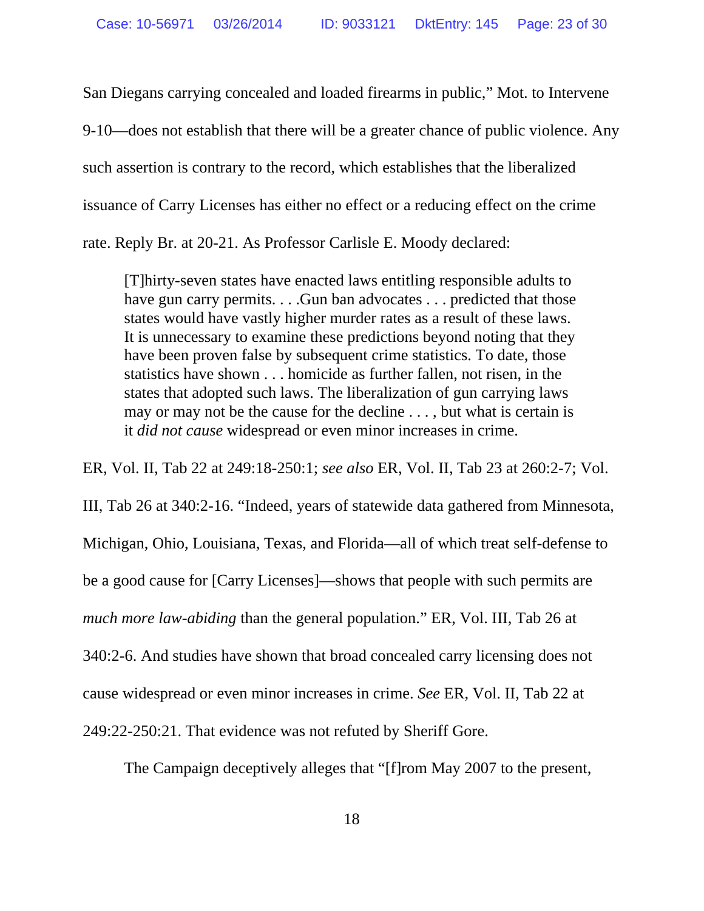San Diegans carrying concealed and loaded firearms in public," Mot. to Intervene 9-10—does not establish that there will be a greater chance of public violence. Any such assertion is contrary to the record, which establishes that the liberalized issuance of Carry Licenses has either no effect or a reducing effect on the crime rate. Reply Br. at 20-21. As Professor Carlisle E. Moody declared:

> [T]hirty-seven states have enacted laws entitling responsible adults to have gun carry permits. . . .Gun ban advocates . . . predicted that those states would have vastly higher murder rates as a result of these laws. It is unnecessary to examine these predictions beyond noting that they have been proven false by subsequent crime statistics. To date, those statistics have shown . . . homicide as further fallen, not risen, in the states that adopted such laws. The liberalization of gun carrying laws may or may not be the cause for the decline . . . , but what is certain is it *did not cause* widespread or even minor increases in crime.

ER, Vol. II, Tab 22 at 249:18-250:1; *see also* ER, Vol. II, Tab 23 at 260:2-7; Vol. III, Tab 26 at 340:2-16. "Indeed, years of statewide data gathered from Minnesota, Michigan, Ohio, Louisiana, Texas, and Florida—all of which treat self-defense to be a good cause for [Carry Licenses]—shows that people with such permits are *much more law-abiding* than the general population." ER, Vol. III, Tab 26 at 340:2-6. And studies have shown that broad concealed carry licensing does not cause widespread or even minor increases in crime. *See* ER, Vol. II, Tab 22 at 249:22-250:21. That evidence was not refuted by Sheriff Gore.

The Campaign deceptively alleges that "[f]rom May 2007 to the present,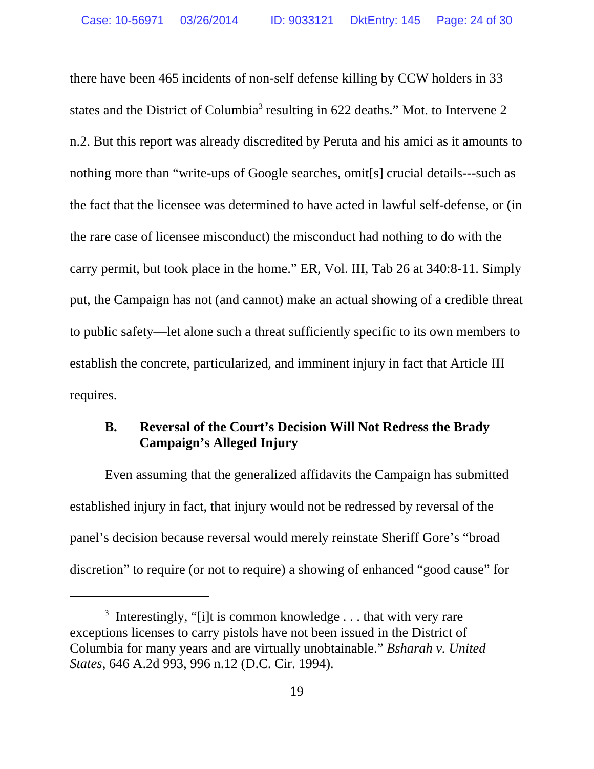there have been 465 incidents of non-self defense killing by CCW holders in 33 states and the District of Columbia[3] resulting in 622 deaths." Mot. to Intervene 2 n.2. But this report was already discredited by Peruta and his amici as it amounts to nothing more than "write-ups of Google searches, omit[s] crucial details---such as the fact that the licensee was determined to have acted in lawful self-defense, or (in the rare case of licensee misconduct) the misconduct had nothing to do with the carry permit, but took place in the home." ER, Vol. III, Tab 26 at 340:8-11. Simply put, the Campaign has not (and cannot) make an actual showing of a credible threat to public safety—let alone such a threat sufficiently specific to its own members to establish the concrete, particularized, and imminent injury in fact that Article III requires.

### B. Reversal of the Court's Decision Will Not Redress the Brady Campaign's Alleged Injury

Even assuming that the generalized affidavits the Campaign has submitted established injury in fact, that injury would not be redressed by reversal of the panel's decision because reversal would merely reinstate Sheriff Gore's "broad discretion" to require (or not to require) a showing of enhanced "good cause" for

---

[3] Interestingly, "[i]t is common knowledge . . . that with very rare exceptions licenses to carry pistols have not been issued in the District of Columbia for many years and are virtually unobtainable." *Bsharah v. United States*, 646 A.2d 993, 996 n.12 (D.C. Cir. 1994).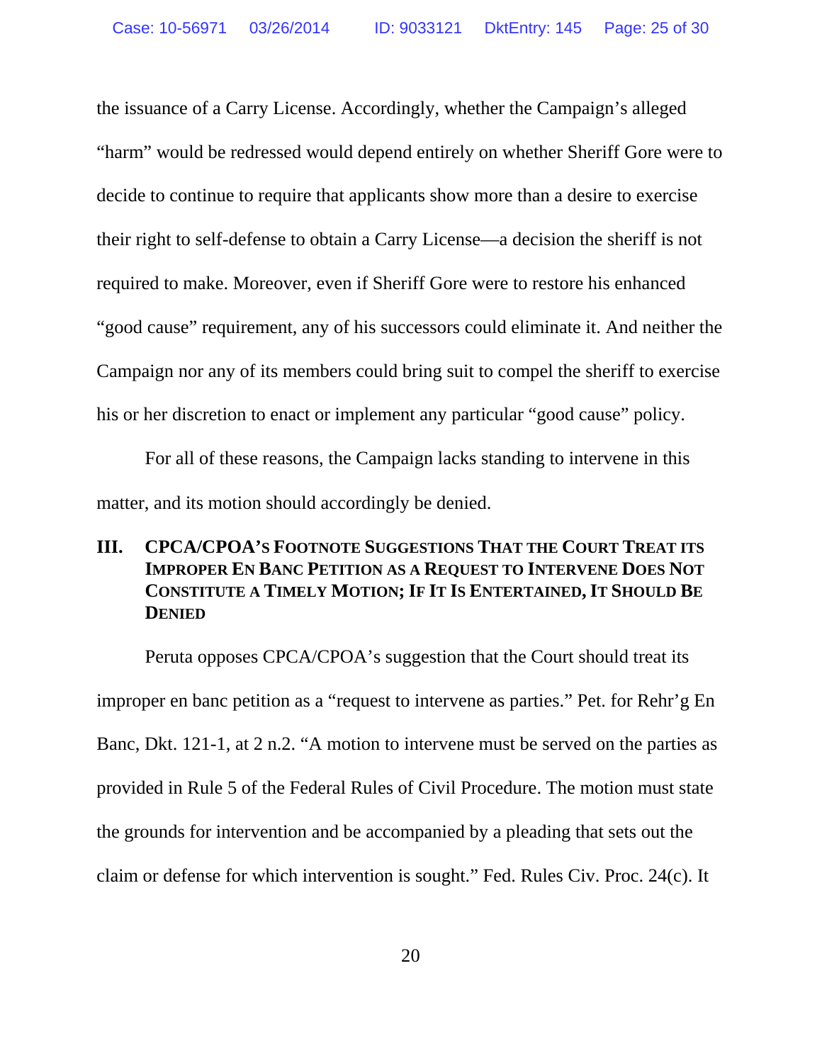the issuance of a Carry License. Accordingly, whether the Campaign's alleged "harm" would be redressed would depend entirely on whether Sheriff Gore were to decide to continue to require that applicants show more than a desire to exercise their right to self-defense to obtain a Carry License—a decision the sheriff is not required to make. Moreover, even if Sheriff Gore were to restore his enhanced "good cause" requirement, any of his successors could eliminate it. And neither the Campaign nor any of its members could bring suit to compel the sheriff to exercise his or her discretion to enact or implement any particular "good cause" policy.

For all of these reasons, the Campaign lacks standing to intervene in this matter, and its motion should accordingly be denied.

## III. CPCA/CPOA'S FOOTNOTE SUGGESTIONS THAT THE COURT TREAT ITS IMPROPER EN BANC PETITION AS A REQUEST TO INTERVENE DOES NOT CONSTITUTE A TIMELY MOTION; IF IT IS ENTERTAINED, IT SHOULD BE DENIED

Peruta opposes CPCA/CPOA's suggestion that the Court should treat its improper en banc petition as a "request to intervene as parties." Pet. for Rehr'g En Banc, Dkt. 121-1, at 2 n.2. "A motion to intervene must be served on the parties as provided in Rule 5 of the Federal Rules of Civil Procedure. The motion must state the grounds for intervention and be accompanied by a pleading that sets out the claim or defense for which intervention is sought." Fed. Rules Civ. Proc. 24(c). It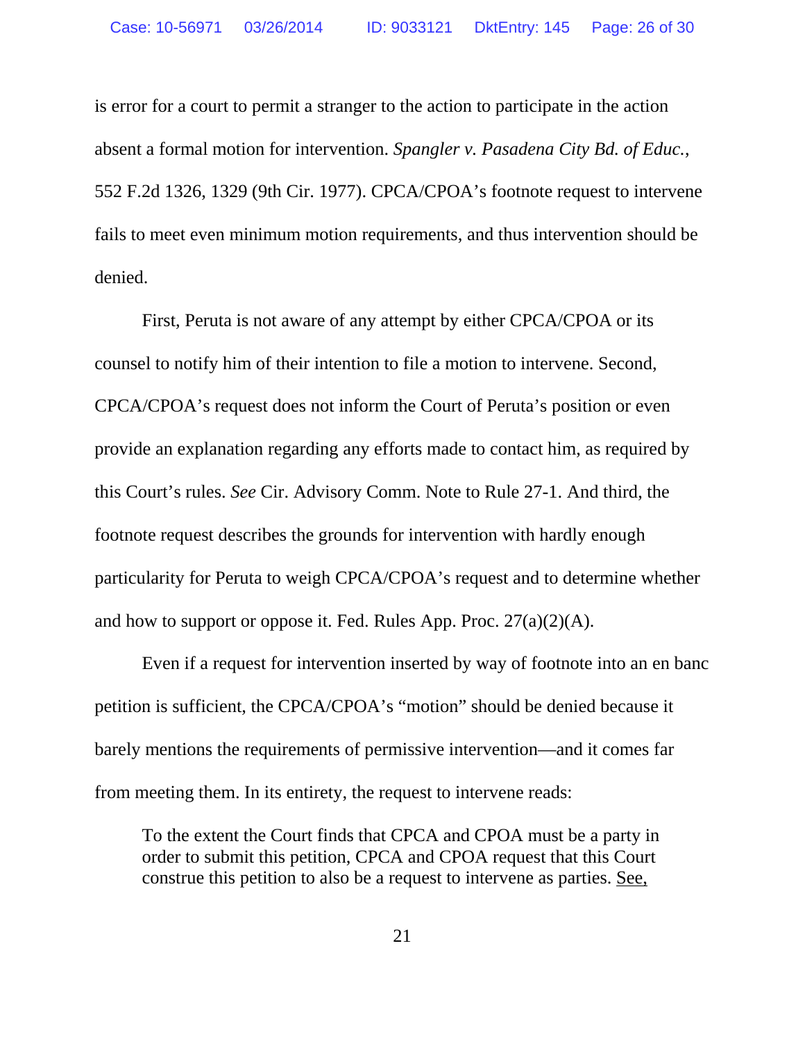is error for a court to permit a stranger to the action to participate in the action absent a formal motion for intervention. *Spangler v. Pasadena City Bd. of Educ.*, 552 F.2d 1326, 1329 (9th Cir. 1977). CPCA/CPOA's footnote request to intervene fails to meet even minimum motion requirements, and thus intervention should be denied.

First, Peruta is not aware of any attempt by either CPCA/CPOA or its counsel to notify him of their intention to file a motion to intervene. Second, CPCA/CPOA's request does not inform the Court of Peruta's position or even provide an explanation regarding any efforts made to contact him, as required by this Court's rules. *See* Cir. Advisory Comm. Note to Rule 27-1. And third, the footnote request describes the grounds for intervention with hardly enough particularity for Peruta to weigh CPCA/CPOA's request and to determine whether and how to support or oppose it. Fed. Rules App. Proc. 27(a)(2)(A).

Even if a request for intervention inserted by way of footnote into an en banc petition is sufficient, the CPCA/CPOA's "motion" should be denied because it barely mentions the requirements of permissive intervention—and it comes far from meeting them. In its entirety, the request to intervene reads:

> To the extent the Court finds that CPCA and CPOA must be a party in order to submit this petition, CPCA and CPOA request that this Court construe this petition to also be a request to intervene as parties. <u>See,</u>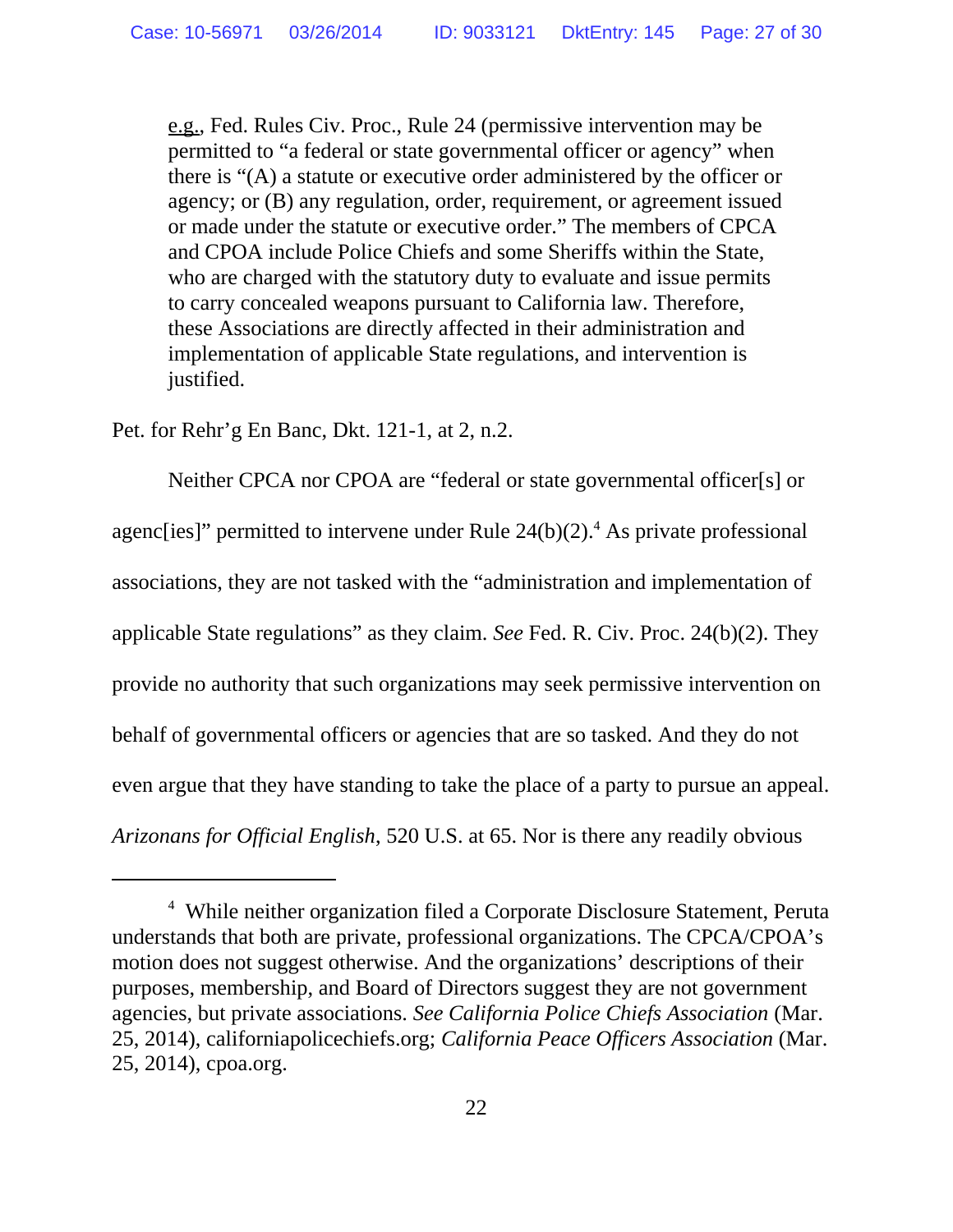> e.g., Fed. Rules Civ. Proc., Rule 24 (permissive intervention may be permitted to "a federal or state governmental officer or agency" when there is "(A) a statute or executive order administered by the officer or agency; or (B) any regulation, order, requirement, or agreement issued or made under the statute or executive order." The members of CPCA and CPOA include Police Chiefs and some Sheriffs within the State, who are charged with the statutory duty to evaluate and issue permits to carry concealed weapons pursuant to California law. Therefore, these Associations are directly affected in their administration and implementation of applicable State regulations, and intervention is justified.

Pet. for Rehr'g En Banc, Dkt. 121-1, at 2, n.2.

Neither CPCA nor CPOA are "federal or state governmental officer[s] or agenc[ies]" permitted to intervene under Rule 24(b)(2).[4] As private professional associations, they are not tasked with the "administration and implementation of applicable State regulations" as they claim. *See* Fed. R. Civ. Proc. 24(b)(2). They provide no authority that such organizations may seek permissive intervention on behalf of governmental officers or agencies that are so tasked. And they do not even argue that they have standing to take the place of a party to pursue an appeal. *Arizonans for Official English*, 520 U.S. at 65. Nor is there any readily obvious

---

[4] While neither organization filed a Corporate Disclosure Statement, Peruta understands that both are private, professional organizations. The CPCA/CPOA's motion does not suggest otherwise. And the organizations' descriptions of their purposes, membership, and Board of Directors suggest they are not government agencies, but private associations. *See California Police Chiefs Association* (Mar. 25, 2014), californiapolicechiefs.org; *California Peace Officers Association* (Mar. 25, 2014), cpoa.org.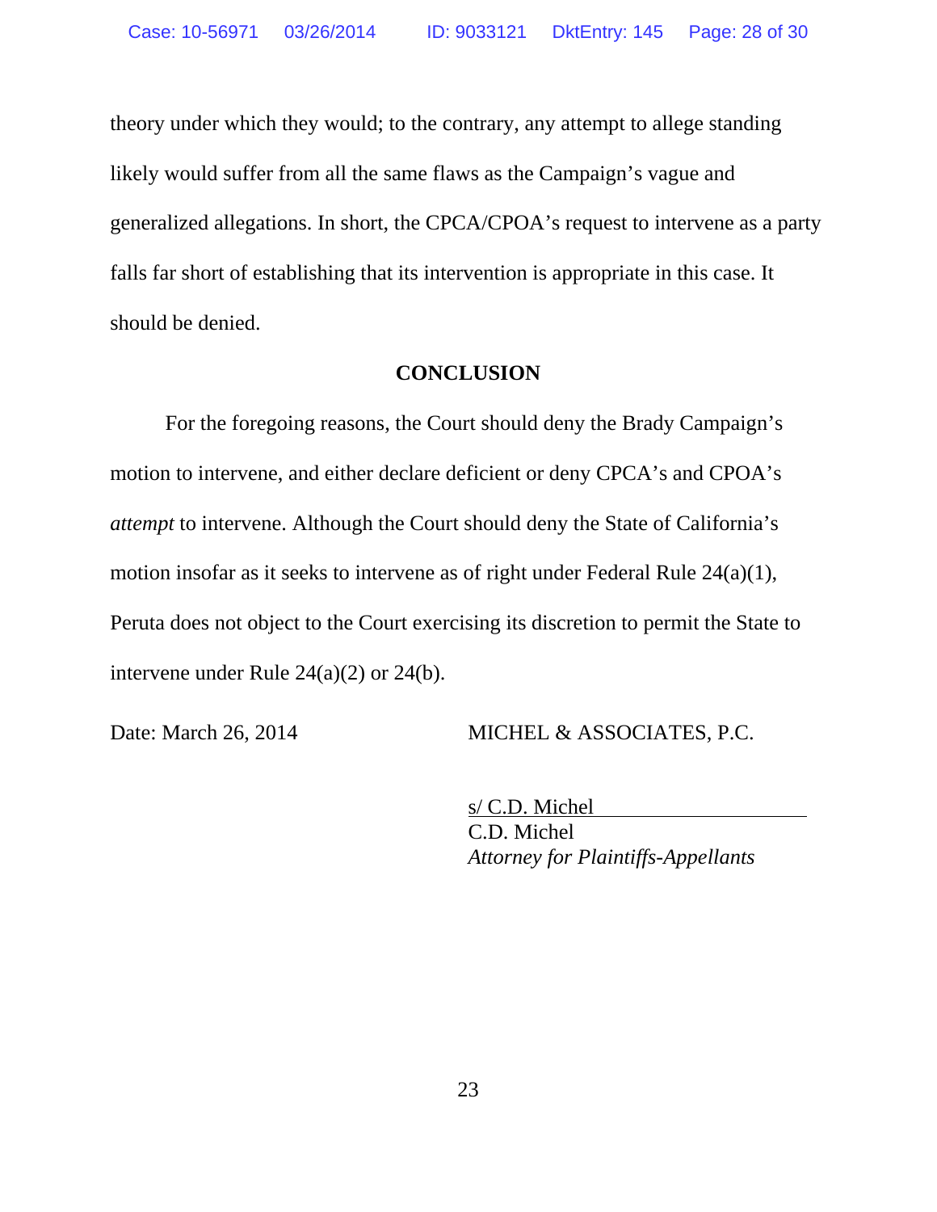theory under which they would; to the contrary, any attempt to allege standing likely would suffer from all the same flaws as the Campaign's vague and generalized allegations. In short, the CPCA/CPOA's request to intervene as a party falls far short of establishing that its intervention is appropriate in this case. It should be denied.

## CONCLUSION

For the foregoing reasons, the Court should deny the Brady Campaign's motion to intervene, and either declare deficient or deny CPCA's and CPOA's *attempt* to intervene. Although the Court should deny the State of California's motion insofar as it seeks to intervene as of right under Federal Rule 24(a)(1), Peruta does not object to the Court exercising its discretion to permit the State to intervene under Rule 24(a)(2) or 24(b).

Date: March 26, 2014

MICHEL & ASSOCIATES, P.C.

s/ C.D. Michel
C.D. Michel
*Attorney for Plaintiffs-Appellants*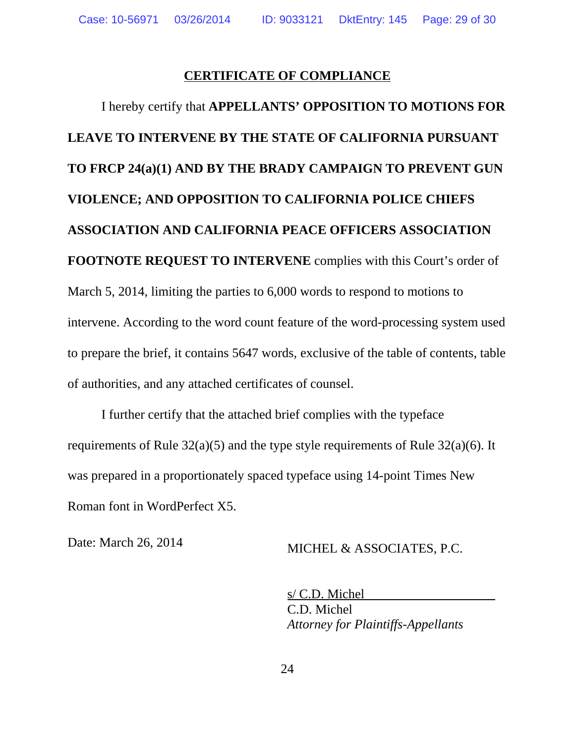## CERTIFICATE OF COMPLIANCE

I hereby certify that **APPELLANTS' OPPOSITION TO MOTIONS FOR LEAVE TO INTERVENE BY THE STATE OF CALIFORNIA PURSUANT TO FRCP 24(a)(1) AND BY THE BRADY CAMPAIGN TO PREVENT GUN VIOLENCE; AND OPPOSITION TO CALIFORNIA POLICE CHIEFS ASSOCIATION AND CALIFORNIA PEACE OFFICERS ASSOCIATION FOOTNOTE REQUEST TO INTERVENE** complies with this Court's order of March 5, 2014, limiting the parties to 6,000 words to respond to motions to intervene. According to the word count feature of the word-processing system used to prepare the brief, it contains 5647 words, exclusive of the table of contents, table of authorities, and any attached certificates of counsel.

I further certify that the attached brief complies with the typeface requirements of Rule 32(a)(5) and the type style requirements of Rule 32(a)(6). It was prepared in a proportionately spaced typeface using 14-point Times New Roman font in WordPerfect X5.

Date: March 26, 2014

MICHEL & ASSOCIATES, P.C.

s/ C.D. Michel
C.D. Michel
*Attorney for Plaintiffs-Appellants*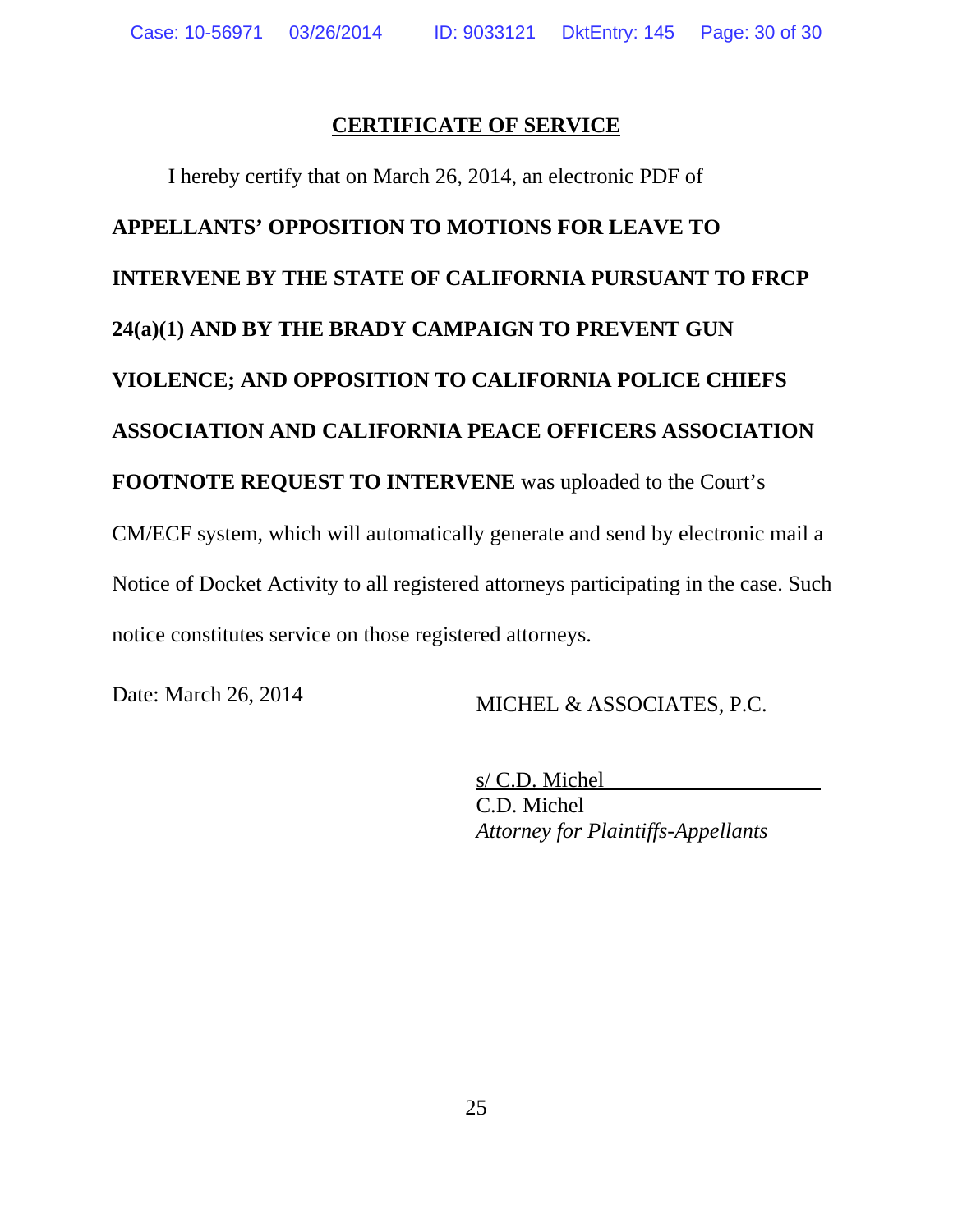## CERTIFICATE OF SERVICE

I hereby certify that on March 26, 2014, an electronic PDF of **APPELLANTS' OPPOSITION TO MOTIONS FOR LEAVE TO INTERVENE BY THE STATE OF CALIFORNIA PURSUANT TO FRCP 24(a)(1) AND BY THE BRADY CAMPAIGN TO PREVENT GUN VIOLENCE; AND OPPOSITION TO CALIFORNIA POLICE CHIEFS ASSOCIATION AND CALIFORNIA PEACE OFFICERS ASSOCIATION FOOTNOTE REQUEST TO INTERVENE** was uploaded to the Court's CM/ECF system, which will automatically generate and send by electronic mail a Notice of Docket Activity to all registered attorneys participating in the case. Such notice constitutes service on those registered attorneys.

Date: March 26, 2014

MICHEL & ASSOCIATES, P.C.

s/ C.D. Michel
C.D. Michel
*Attorney for Plaintiffs-Appellants*